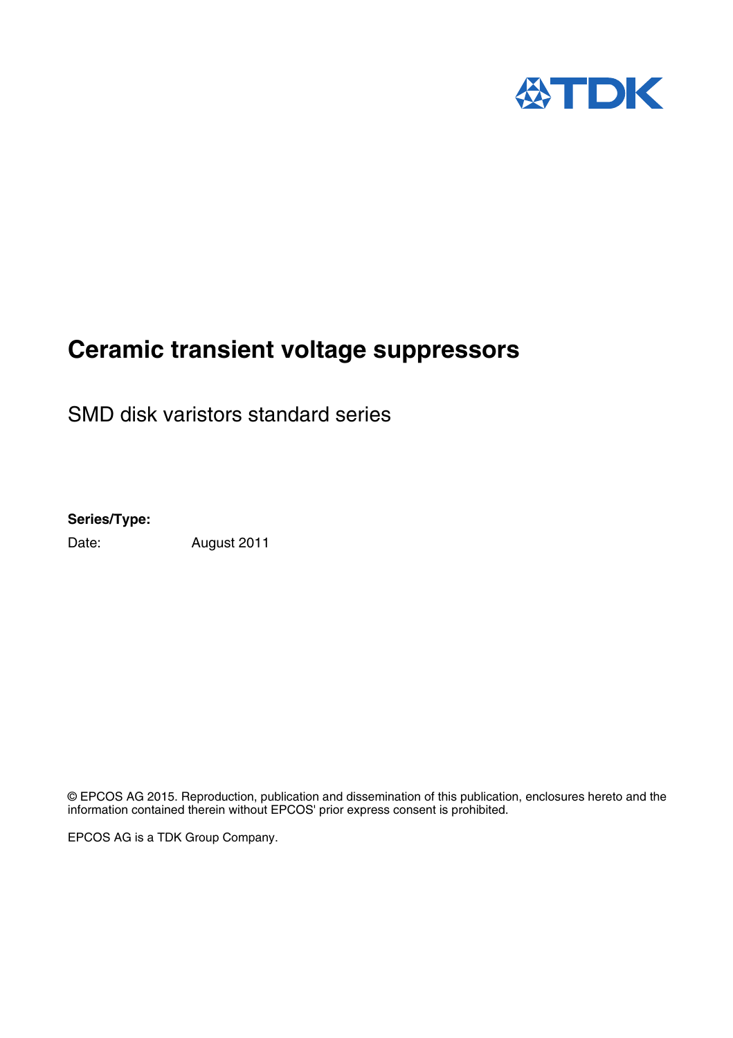TDK

# Ceramic transient voltage suppressors

SMD disk varistors standard series

**Series/Type:**

Date: August 2011

© EPCOS AG 2015. Reproduction, publication and dissemination of this publication, enclosures hereto and the information contained therein without EPCOS' prior express consent is prohibited.

EPCOS AG is a TDK Group Company.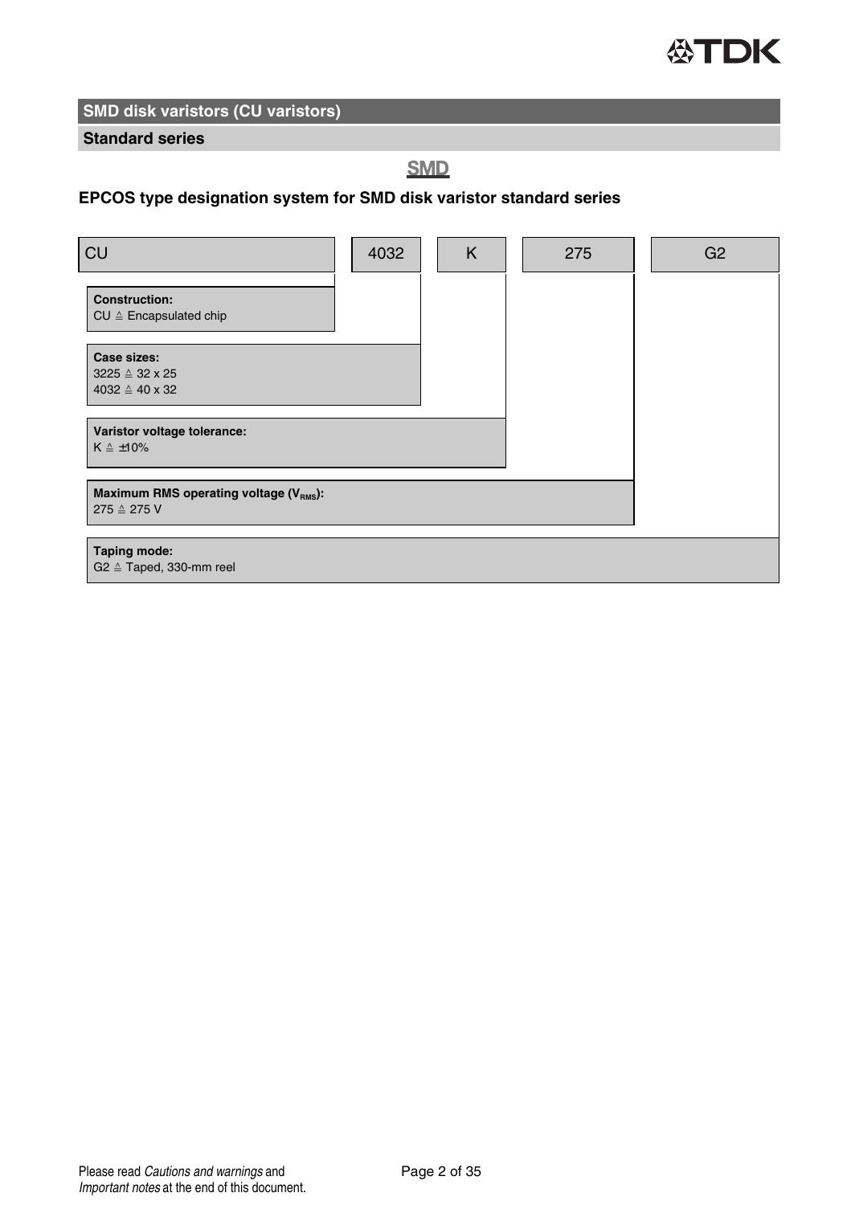## SMD disk varistors (CU varistors)

### Standard series

**SMD**

### EPCOS type designation system for SMD disk varistor standard series

| CU | 4032 | K | 275 | G2 |
|---|---|---|---|---|

**Construction:**
CU ≙ Encapsulated chip

**Case sizes:**
3225 ≙ 32 x 25
4032 ≙ 40 x 32

**Varistor voltage tolerance:**
K ≙ ±10%

**Maximum RMS operating voltage ($V_{RMS}$):**
275 ≙ 275 V

**Taping mode:**
G2 ≙ Taped, 330-mm reel

Please read *Cautions and warnings* and *Important notes* at the end of this document.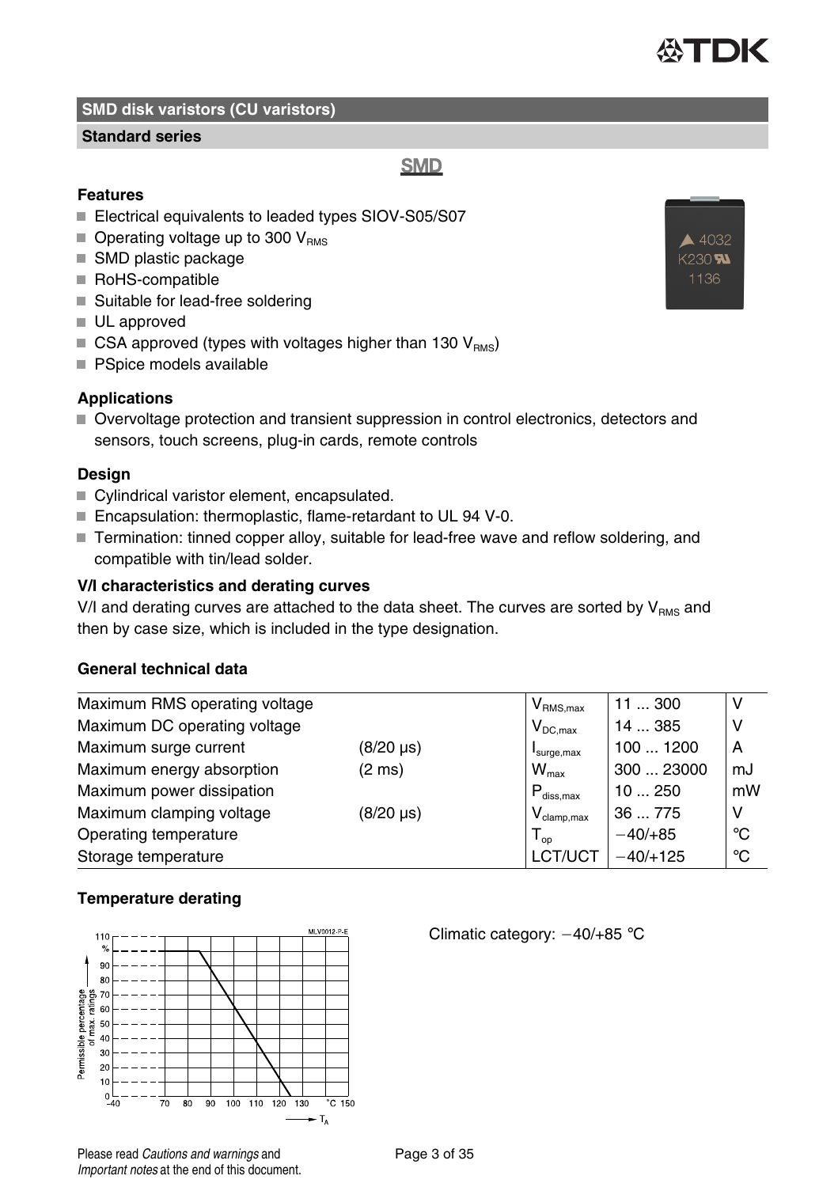## SMD disk varistors (CU varistors)

### Standard series

**SMD**

### Features

- Electrical equivalents to leaded types SIOV-S05/S07
- Operating voltage up to 300 $V_{RMS}$
- SMD plastic package
- RoHS-compatible
- Suitable for lead-free soldering
- UL approved
- CSA approved (types with voltages higher than 130 $V_{RMS}$)
- PSpice models available

### Applications

- Overvoltage protection and transient suppression in control electronics, detectors and sensors, touch screens, plug-in cards, remote controls

### Design

- Cylindrical varistor element, encapsulated.
- Encapsulation: thermoplastic, flame-retardant to UL 94 V-0.
- Termination: tinned copper alloy, suitable for lead-free wave and reflow soldering, and compatible with tin/lead solder.

### V/I characteristics and derating curves

V/I and derating curves are attached to the data sheet. The curves are sorted by $V_{RMS}$ and then by case size, which is included in the type designation.

### General technical data

| Parameter | Condition | Symbol | Value | Unit |
|---|---|---|---|---|
| Maximum RMS operating voltage | | $V_{RMS,max}$ | 11 ... 300 | V |
| Maximum DC operating voltage | | $V_{DC,max}$ | 14 ... 385 | V |
| Maximum surge current | (8/20 µs) | $I_{surge,max}$ | 100 ... 1200 | A |
| Maximum energy absorption | (2 ms) | $W_{max}$ | 300 ... 23000 | mJ |
| Maximum power dissipation | | $P_{diss,max}$ | 10 ... 250 | mW |
| Maximum clamping voltage | (8/20 µs) | $V_{clamp,max}$ | 36 ... 775 | V |
| Operating temperature | | $T_{op}$ | −40/+85 | °C |
| Storage temperature | | LCT/UCT | −40/+125 | °C |

### Temperature derating

Climatic category: −40/+85 °C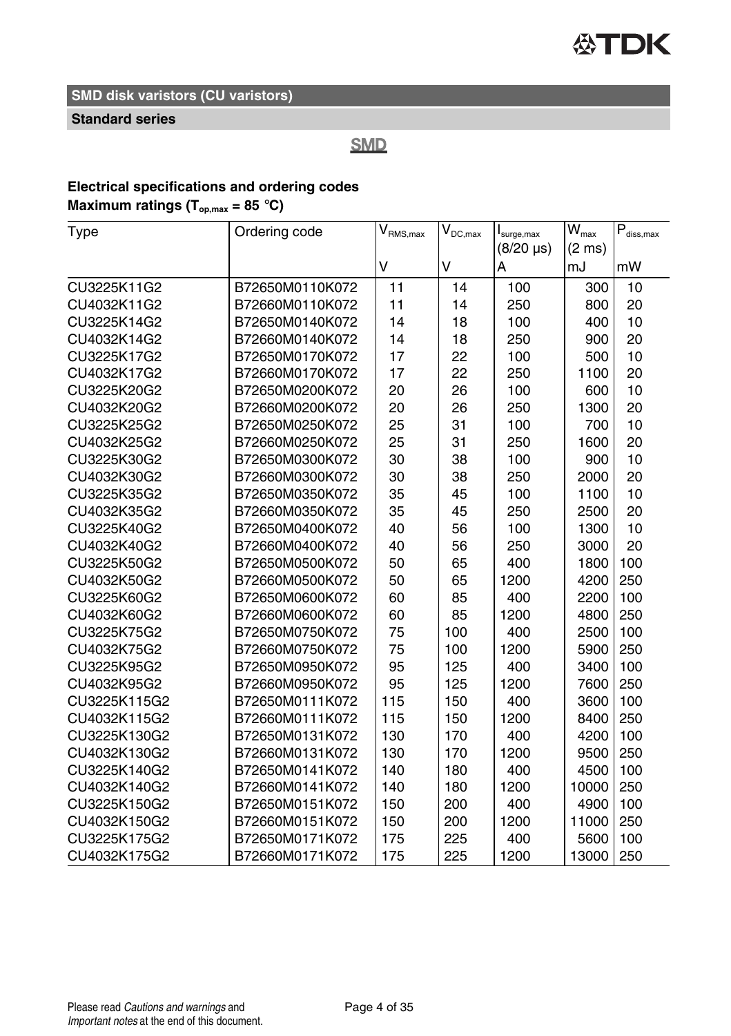## SMD disk varistors (CU varistors)

### Standard series

**SMD**

**Electrical specifications and ordering codes**

**Maximum ratings ($T_{op,max}$ = 85 °C)**

| Type | Ordering code | $V_{RMS,max}$ | $V_{DC,max}$ | $I_{surge,max}$ (8/20 µs) | $W_{max}$ (2 ms) | $P_{diss,max}$ |
|---|---|---|---|---|---|---|
| | | V | V | A | mJ | mW |
| CU3225K11G2 | B72650M0110K072 | 11 | 14 | 100 | 300 | 10 |
| CU4032K11G2 | B72660M0110K072 | 11 | 14 | 250 | 800 | 20 |
| CU3225K14G2 | B72650M0140K072 | 14 | 18 | 100 | 400 | 10 |
| CU4032K14G2 | B72660M0140K072 | 14 | 18 | 250 | 900 | 20 |
| CU3225K17G2 | B72650M0170K072 | 17 | 22 | 100 | 500 | 10 |
| CU4032K17G2 | B72660M0170K072 | 17 | 22 | 250 | 1100 | 20 |
| CU3225K20G2 | B72650M0200K072 | 20 | 26 | 100 | 600 | 10 |
| CU4032K20G2 | B72660M0200K072 | 20 | 26 | 250 | 1300 | 20 |
| CU3225K25G2 | B72650M0250K072 | 25 | 31 | 100 | 700 | 10 |
| CU4032K25G2 | B72660M0250K072 | 25 | 31 | 250 | 1600 | 20 |
| CU3225K30G2 | B72650M0300K072 | 30 | 38 | 100 | 900 | 10 |
| CU4032K30G2 | B72660M0300K072 | 30 | 38 | 250 | 2000 | 20 |
| CU3225K35G2 | B72650M0350K072 | 35 | 45 | 100 | 1100 | 10 |
| CU4032K35G2 | B72660M0350K072 | 35 | 45 | 250 | 2500 | 20 |
| CU3225K40G2 | B72650M0400K072 | 40 | 56 | 100 | 1300 | 10 |
| CU4032K40G2 | B72660M0400K072 | 40 | 56 | 250 | 3000 | 20 |
| CU3225K50G2 | B72650M0500K072 | 50 | 65 | 400 | 1800 | 100 |
| CU4032K50G2 | B72660M0500K072 | 50 | 65 | 1200 | 4200 | 250 |
| CU3225K60G2 | B72650M0600K072 | 60 | 85 | 400 | 2200 | 100 |
| CU4032K60G2 | B72660M0600K072 | 60 | 85 | 1200 | 4800 | 250 |
| CU3225K75G2 | B72650M0750K072 | 75 | 100 | 400 | 2500 | 100 |
| CU4032K75G2 | B72660M0750K072 | 75 | 100 | 1200 | 5900 | 250 |
| CU3225K95G2 | B72650M0950K072 | 95 | 125 | 400 | 3400 | 100 |
| CU4032K95G2 | B72660M0950K072 | 95 | 125 | 1200 | 7600 | 250 |
| CU3225K115G2 | B72650M0111K072 | 115 | 150 | 400 | 3600 | 100 |
| CU4032K115G2 | B72660M0111K072 | 115 | 150 | 1200 | 8400 | 250 |
| CU3225K130G2 | B72650M0131K072 | 130 | 170 | 400 | 4200 | 100 |
| CU4032K130G2 | B72660M0131K072 | 130 | 170 | 1200 | 9500 | 250 |
| CU3225K140G2 | B72650M0141K072 | 140 | 180 | 400 | 4500 | 100 |
| CU4032K140G2 | B72660M0141K072 | 140 | 180 | 1200 | 10000 | 250 |
| CU3225K150G2 | B72650M0151K072 | 150 | 200 | 400 | 4900 | 100 |
| CU4032K150G2 | B72660M0151K072 | 150 | 200 | 1200 | 11000 | 250 |
| CU3225K175G2 | B72650M0171K072 | 175 | 225 | 400 | 5600 | 100 |
| CU4032K175G2 | B72660M0171K072 | 175 | 225 | 1200 | 13000 | 250 |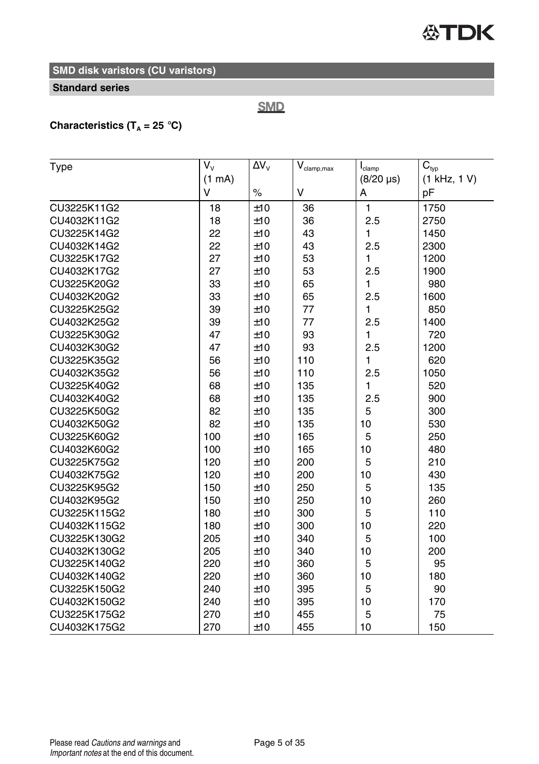## SMD disk varistors (CU varistors)

### Standard series

**SMD**

**Characteristics ($T_A$ = 25 °C)**

| Type | $V_V$ (1 mA) V | $\Delta V_V$ % | $V_{clamp,max}$ V | $I_{clamp}$ (8/20 µs) A | $C_{typ}$ (1 kHz, 1 V) pF |
|---|---|---|---|---|---|
| CU3225K11G2 | 18 | ±10 | 36 | 1 | 1750 |
| CU4032K11G2 | 18 | ±10 | 36 | 2.5 | 2750 |
| CU3225K14G2 | 22 | ±10 | 43 | 1 | 1450 |
| CU4032K14G2 | 22 | ±10 | 43 | 2.5 | 2300 |
| CU3225K17G2 | 27 | ±10 | 53 | 1 | 1200 |
| CU4032K17G2 | 27 | ±10 | 53 | 2.5 | 1900 |
| CU3225K20G2 | 33 | ±10 | 65 | 1 | 980 |
| CU4032K20G2 | 33 | ±10 | 65 | 2.5 | 1600 |
| CU3225K25G2 | 39 | ±10 | 77 | 1 | 850 |
| CU4032K25G2 | 39 | ±10 | 77 | 2.5 | 1400 |
| CU3225K30G2 | 47 | ±10 | 93 | 1 | 720 |
| CU4032K30G2 | 47 | ±10 | 93 | 2.5 | 1200 |
| CU3225K35G2 | 56 | ±10 | 110 | 1 | 620 |
| CU4032K35G2 | 56 | ±10 | 110 | 2.5 | 1050 |
| CU3225K40G2 | 68 | ±10 | 135 | 1 | 520 |
| CU4032K40G2 | 68 | ±10 | 135 | 2.5 | 900 |
| CU3225K50G2 | 82 | ±10 | 135 | 5 | 300 |
| CU4032K50G2 | 82 | ±10 | 135 | 10 | 530 |
| CU3225K60G2 | 100 | ±10 | 165 | 5 | 250 |
| CU4032K60G2 | 100 | ±10 | 165 | 10 | 480 |
| CU3225K75G2 | 120 | ±10 | 200 | 5 | 210 |
| CU4032K75G2 | 120 | ±10 | 200 | 10 | 430 |
| CU3225K95G2 | 150 | ±10 | 250 | 5 | 135 |
| CU4032K95G2 | 150 | ±10 | 250 | 10 | 260 |
| CU3225K115G2 | 180 | ±10 | 300 | 5 | 110 |
| CU4032K115G2 | 180 | ±10 | 300 | 10 | 220 |
| CU3225K130G2 | 205 | ±10 | 340 | 5 | 100 |
| CU4032K130G2 | 205 | ±10 | 340 | 10 | 200 |
| CU3225K140G2 | 220 | ±10 | 360 | 5 | 95 |
| CU4032K140G2 | 220 | ±10 | 360 | 10 | 180 |
| CU3225K150G2 | 240 | ±10 | 395 | 5 | 90 |
| CU4032K150G2 | 240 | ±10 | 395 | 10 | 170 |
| CU3225K175G2 | 270 | ±10 | 455 | 5 | 75 |
| CU4032K175G2 | 270 | ±10 | 455 | 10 | 150 |

Please read *Cautions and warnings* and *Important notes* at the end of this document.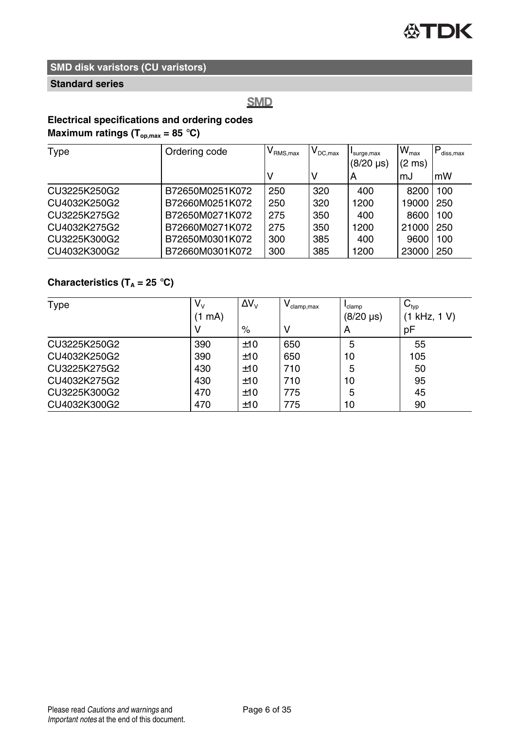## SMD disk varistors (CU varistors)

### Standard series

**SMD**

**Electrical specifications and ordering codes**

**Maximum ratings ($T_{op,max}$ = 85 °C)**

| Type | Ordering code | $V_{RMS,max}$ | $V_{DC,max}$ | $I_{surge,max}$ (8/20 µs) | $W_{max}$ (2 ms) | $P_{diss,max}$ |
|---|---|---|---|---|---|---|
| | | V | V | A | mJ | mW |
| CU3225K250G2 | B72650M0251K072 | 250 | 320 | 400 | 8200 | 100 |
| CU4032K250G2 | B72660M0251K072 | 250 | 320 | 1200 | 19000 | 250 |
| CU3225K275G2 | B72650M0271K072 | 275 | 350 | 400 | 8600 | 100 |
| CU4032K275G2 | B72660M0271K072 | 275 | 350 | 1200 | 21000 | 250 |
| CU3225K300G2 | B72650M0301K072 | 300 | 385 | 400 | 9600 | 100 |
| CU4032K300G2 | B72660M0301K072 | 300 | 385 | 1200 | 23000 | 250 |

**Characteristics ($T_A$ = 25 °C)**

| Type | $V_V$ (1 mA) | $\Delta V_V$ | $V_{clamp,max}$ | $I_{clamp}$ (8/20 µs) | $C_{typ}$ (1 kHz, 1 V) |
|---|---|---|---|---|---|
| | V | % | V | A | pF |
| CU3225K250G2 | 390 | ±10 | 650 | 5 | 55 |
| CU4032K250G2 | 390 | ±10 | 650 | 10 | 105 |
| CU3225K275G2 | 430 | ±10 | 710 | 5 | 50 |
| CU4032K275G2 | 430 | ±10 | 710 | 10 | 95 |
| CU3225K300G2 | 470 | ±10 | 775 | 5 | 45 |
| CU4032K300G2 | 470 | ±10 | 775 | 10 | 90 |

Please read *Cautions and warnings* and *Important notes* at the end of this document.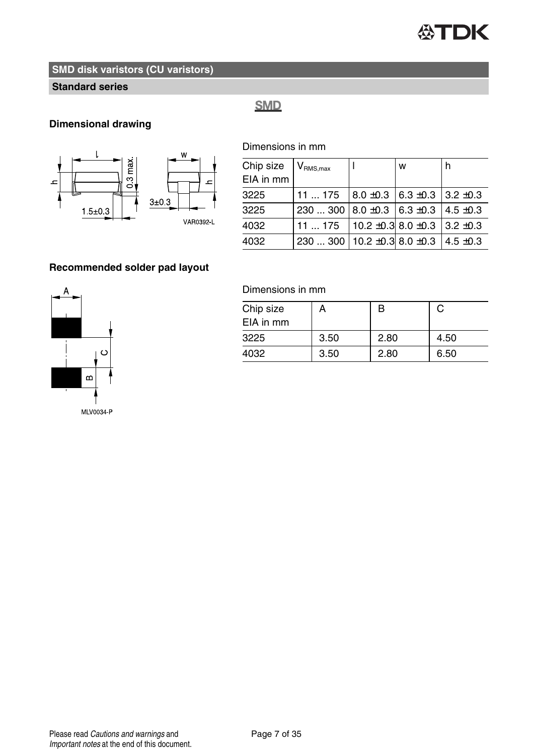## SMD disk varistors (CU varistors)

### Standard series

SMD

### Dimensional drawing

VAR0392-L

Dimensions in mm

| Chip size EIA in mm | $V_{RMS,max}$ | l | w | h |
|---|---|---|---|---|
| 3225 | 11 ... 175 | 8.0 ±0.3 | 6.3 ±0.3 | 3.2 ±0.3 |
| 3225 | 230 ... 300 | 8.0 ±0.3 | 6.3 ±0.3 | 4.5 ±0.3 |
| 4032 | 11 ... 175 | 10.2 ±0.3 | 8.0 ±0.3 | 3.2 ±0.3 |
| 4032 | 230 ... 300 | 10.2 ±0.3 | 8.0 ±0.3 | 4.5 ±0.3 |

### Recommended solder pad layout

MLV0034-P

Dimensions in mm

| Chip size EIA in mm | A | B | C |
|---|---|---|---|
| 3225 | 3.50 | 2.80 | 4.50 |
| 4032 | 3.50 | 2.80 | 6.50 |

Please read *Cautions and warnings* and *Important notes* at the end of this document.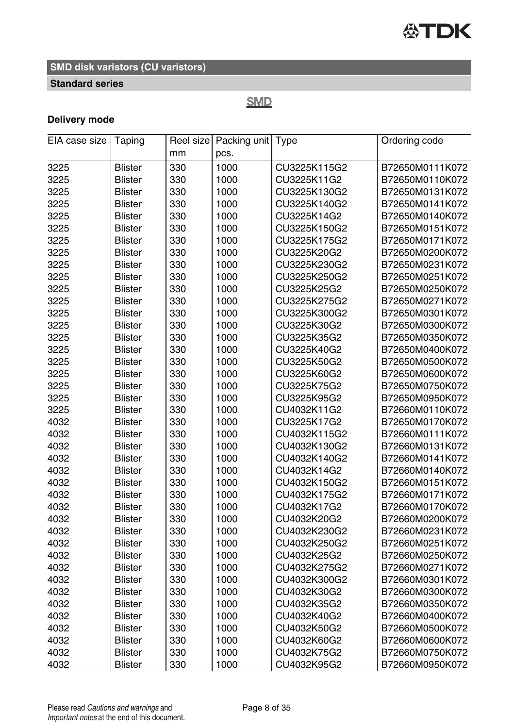**SMD disk varistors (CU varistors)**

**Standard series**

SMD

**Delivery mode**

| EIA case size | Taping | Reel size mm | Packing unit pcs. | Type | Ordering code |
|---|---|---|---|---|---|
| 3225 | Blister | 330 | 1000 | CU3225K115G2 | B72650M0111K072 |
| 3225 | Blister | 330 | 1000 | CU3225K11G2 | B72650M0110K072 |
| 3225 | Blister | 330 | 1000 | CU3225K130G2 | B72650M0131K072 |
| 3225 | Blister | 330 | 1000 | CU3225K140G2 | B72650M0141K072 |
| 3225 | Blister | 330 | 1000 | CU3225K14G2 | B72650M0140K072 |
| 3225 | Blister | 330 | 1000 | CU3225K150G2 | B72650M0151K072 |
| 3225 | Blister | 330 | 1000 | CU3225K175G2 | B72650M0171K072 |
| 3225 | Blister | 330 | 1000 | CU3225K20G2 | B72650M0200K072 |
| 3225 | Blister | 330 | 1000 | CU3225K230G2 | B72650M0231K072 |
| 3225 | Blister | 330 | 1000 | CU3225K250G2 | B72650M0251K072 |
| 3225 | Blister | 330 | 1000 | CU3225K25G2 | B72650M0250K072 |
| 3225 | Blister | 330 | 1000 | CU3225K275G2 | B72650M0271K072 |
| 3225 | Blister | 330 | 1000 | CU3225K300G2 | B72650M0301K072 |
| 3225 | Blister | 330 | 1000 | CU3225K30G2 | B72650M0300K072 |
| 3225 | Blister | 330 | 1000 | CU3225K35G2 | B72650M0350K072 |
| 3225 | Blister | 330 | 1000 | CU3225K40G2 | B72650M0400K072 |
| 3225 | Blister | 330 | 1000 | CU3225K50G2 | B72650M0500K072 |
| 3225 | Blister | 330 | 1000 | CU3225K60G2 | B72650M0600K072 |
| 3225 | Blister | 330 | 1000 | CU3225K75G2 | B72650M0750K072 |
| 3225 | Blister | 330 | 1000 | CU3225K95G2 | B72650M0950K072 |
| 3225 | Blister | 330 | 1000 | CU4032K11G2 | B72660M0110K072 |
| 4032 | Blister | 330 | 1000 | CU3225K17G2 | B72650M0170K072 |
| 4032 | Blister | 330 | 1000 | CU4032K115G2 | B72660M0111K072 |
| 4032 | Blister | 330 | 1000 | CU4032K130G2 | B72660M0131K072 |
| 4032 | Blister | 330 | 1000 | CU4032K140G2 | B72660M0141K072 |
| 4032 | Blister | 330 | 1000 | CU4032K14G2 | B72660M0140K072 |
| 4032 | Blister | 330 | 1000 | CU4032K150G2 | B72660M0151K072 |
| 4032 | Blister | 330 | 1000 | CU4032K175G2 | B72660M0171K072 |
| 4032 | Blister | 330 | 1000 | CU4032K17G2 | B72660M0170K072 |
| 4032 | Blister | 330 | 1000 | CU4032K20G2 | B72660M0200K072 |
| 4032 | Blister | 330 | 1000 | CU4032K230G2 | B72660M0231K072 |
| 4032 | Blister | 330 | 1000 | CU4032K250G2 | B72660M0251K072 |
| 4032 | Blister | 330 | 1000 | CU4032K25G2 | B72660M0250K072 |
| 4032 | Blister | 330 | 1000 | CU4032K275G2 | B72660M0271K072 |
| 4032 | Blister | 330 | 1000 | CU4032K300G2 | B72660M0301K072 |
| 4032 | Blister | 330 | 1000 | CU4032K30G2 | B72660M0300K072 |
| 4032 | Blister | 330 | 1000 | CU4032K35G2 | B72660M0350K072 |
| 4032 | Blister | 330 | 1000 | CU4032K40G2 | B72660M0400K072 |
| 4032 | Blister | 330 | 1000 | CU4032K50G2 | B72660M0500K072 |
| 4032 | Blister | 330 | 1000 | CU4032K60G2 | B72660M0600K072 |
| 4032 | Blister | 330 | 1000 | CU4032K75G2 | B72660M0750K072 |
| 4032 | Blister | 330 | 1000 | CU4032K95G2 | B72660M0950K072 |

Please read *Cautions and warnings* and *Important notes* at the end of this document.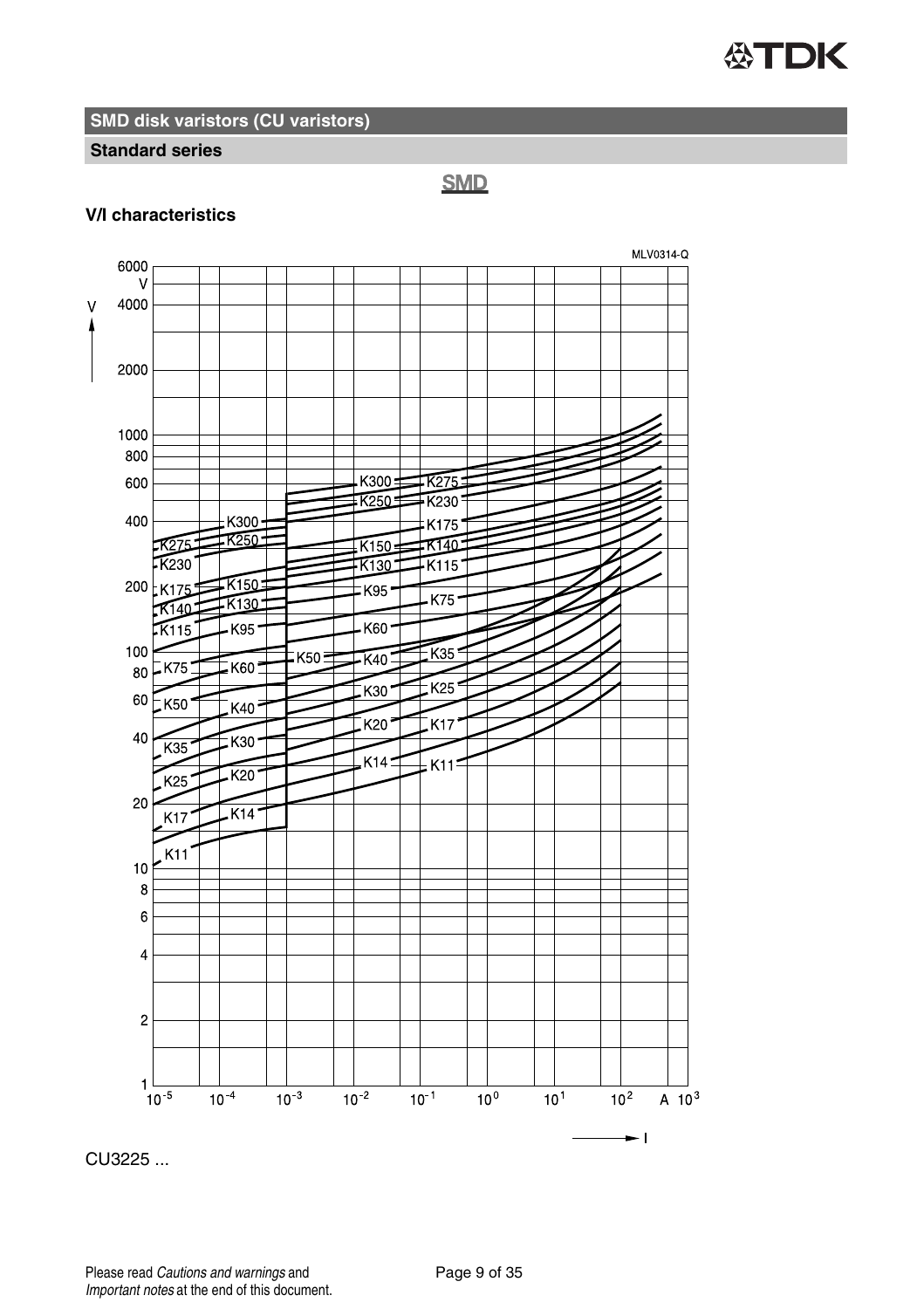## SMD disk varistors (CU varistors)

### Standard series

**SMD**

### V/I characteristics

CU3225 ...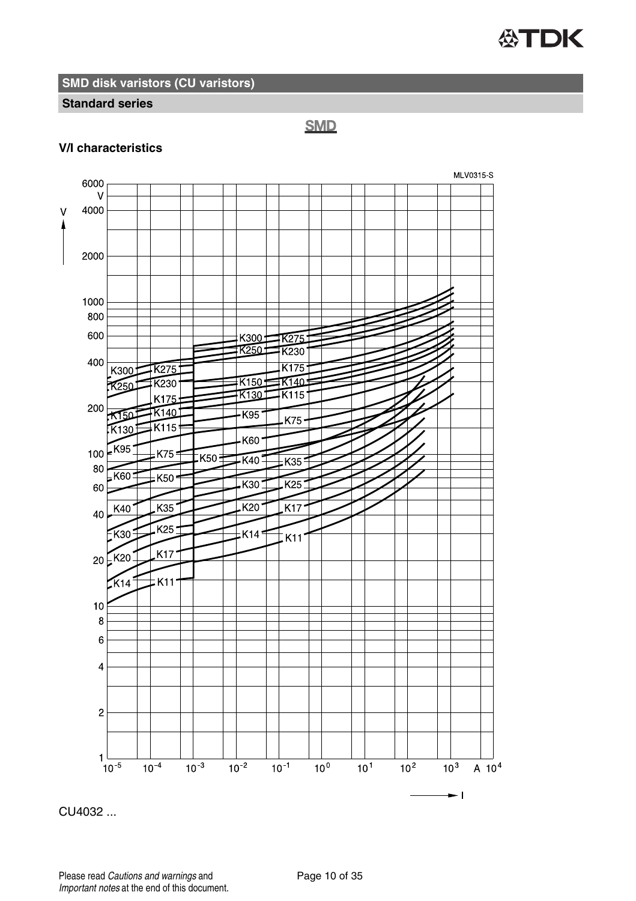## SMD disk varistors (CU varistors)

### Standard series

**SMD**

**V/I characteristics**

MLV0315-S

CU4032 ...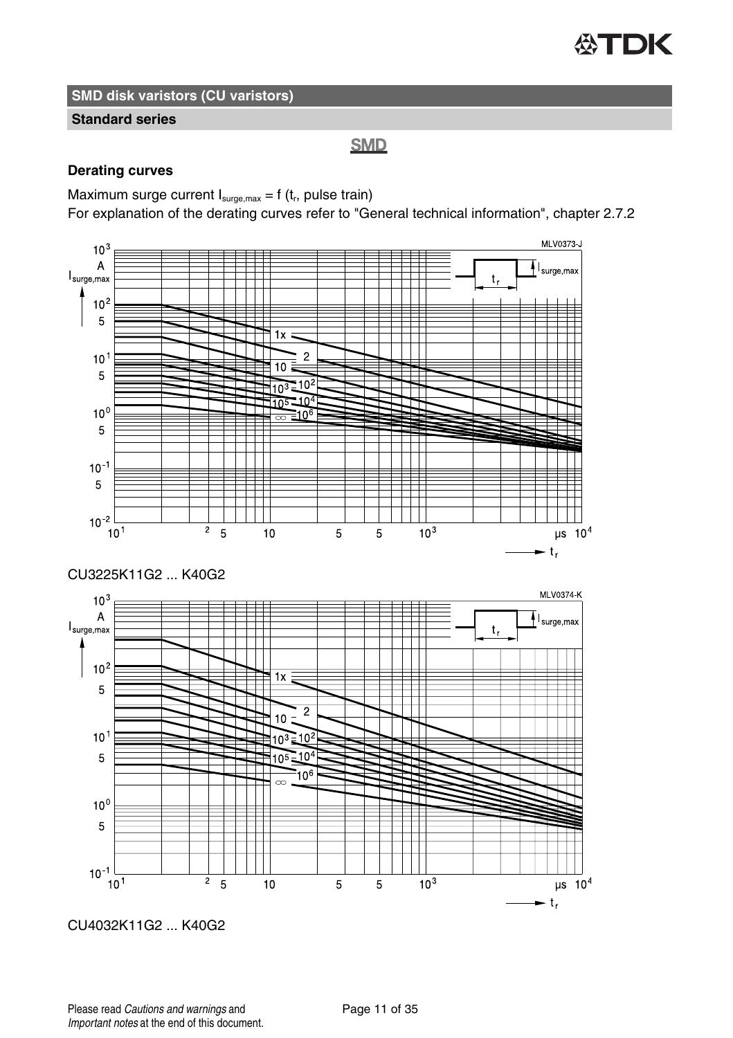## SMD disk varistors (CU varistors)

### Standard series

**SMD**

### Derating curves

Maximum surge current $I_{surge,max} = f$ ($t_r$, pulse train)

For explanation of the derating curves refer to "General technical information", chapter 2.7.2

CU3225K11G2 ... K40G2

CU4032K11G2 ... K40G2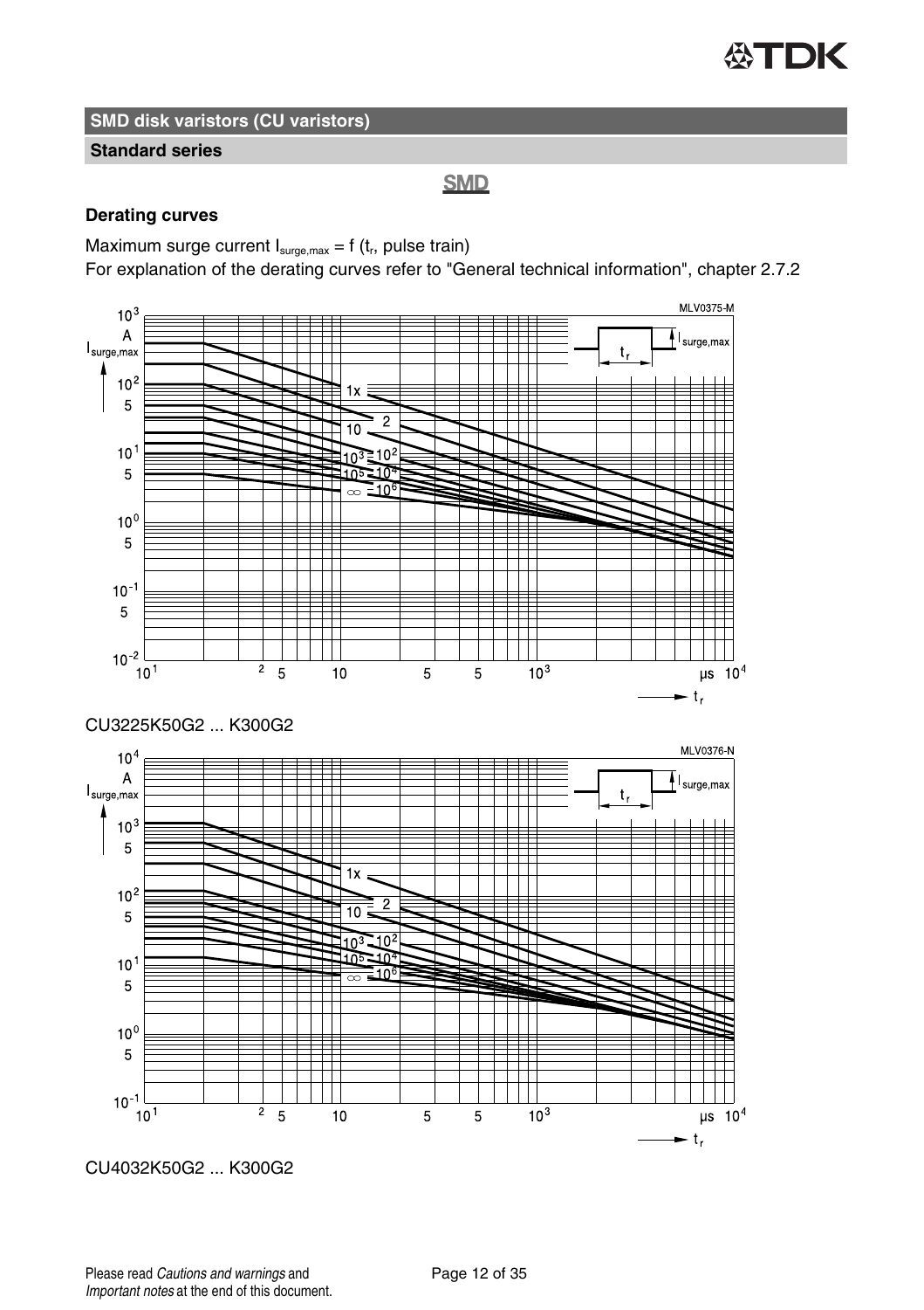**SMD disk varistors (CU varistors)**

**Standard series**

**SMD**

### Derating curves

Maximum surge current $I_{surge,max} = f(t_r$, pulse train)

For explanation of the derating curves refer to "General technical information", chapter 2.7.2

CU3225K50G2 ... K300G2

CU4032K50G2 ... K300G2

Please read *Cautions and warnings* and *Important notes* at the end of this document.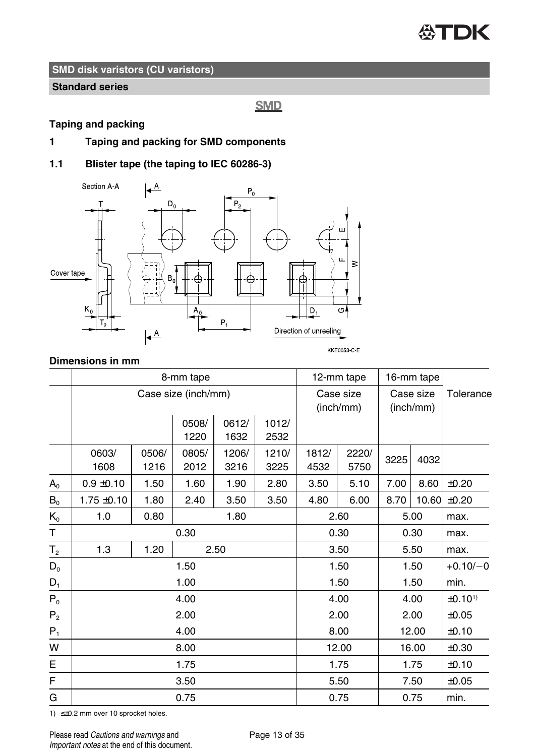## SMD disk varistors (CU varistors)

### Standard series

**SMD**

### Taping and packing

### 1 Taping and packing for SMD components

### 1.1 Blister tape (the taping to IEC 60286-3)

**Dimensions in mm**

| | 8-mm tape | | | | | 12-mm tape | | 16-mm tape | | Tolerance |
|---|---|---|---|---|---|---|---|---|---|---|
| | Case size (inch/mm) | | | | | Case size (inch/mm) | | Case size (inch/mm) | | |
| | | | 0508/ 1220 | 0612/ 1632 | 1012/ 2532 | | | | | |
| | 0603/ 1608 | 0506/ 1216 | 0805/ 2012 | 1206/ 3216 | 1210/ 3225 | 1812/ 4532 | 2220/ 5750 | 3225 | 4032 | |
| $A_0$ | 0.9 ±0.10 | 1.50 | 1.60 | 1.90 | 2.80 | 3.50 | 5.10 | 7.00 | 8.60 | ±0.20 |
| $B_0$ | 1.75 ±0.10 | 1.80 | 2.40 | 3.50 | 3.50 | 4.80 | 6.00 | 8.70 | 10.60 | ±0.20 |
| $K_0$ | 1.0 | 0.80 | 1.80 | | | 2.60 | | 5.00 | | max. |
| T | 0.30 | | | | | 0.30 | | 0.30 | | max. |
| $T_2$ | 1.3 | 1.20 | 2.50 | | | 3.50 | | 5.50 | | max. |
| $D_0$ | 1.50 | | | | | 1.50 | | 1.50 | | +0.10/−0 |
| $D_1$ | 1.00 | | | | | 1.50 | | 1.50 | | min. |
| $P_0$ | 4.00 | | | | | 4.00 | | 4.00 | | ±0.10[1] |
| $P_2$ | 2.00 | | | | | 2.00 | | 2.00 | | ±0.05 |
| $P_1$ | 4.00 | | | | | 8.00 | | 12.00 | | ±0.10 |
| W | 8.00 | | | | | 12.00 | | 16.00 | | ±0.30 |
| E | 1.75 | | | | | 1.75 | | 1.75 | | ±0.10 |
| F | 3.50 | | | | | 5.50 | | 7.50 | | ±0.05 |
| G | 0.75 | | | | | 0.75 | | 0.75 | | min. |

1) ≤±0.2 mm over 10 sprocket holes.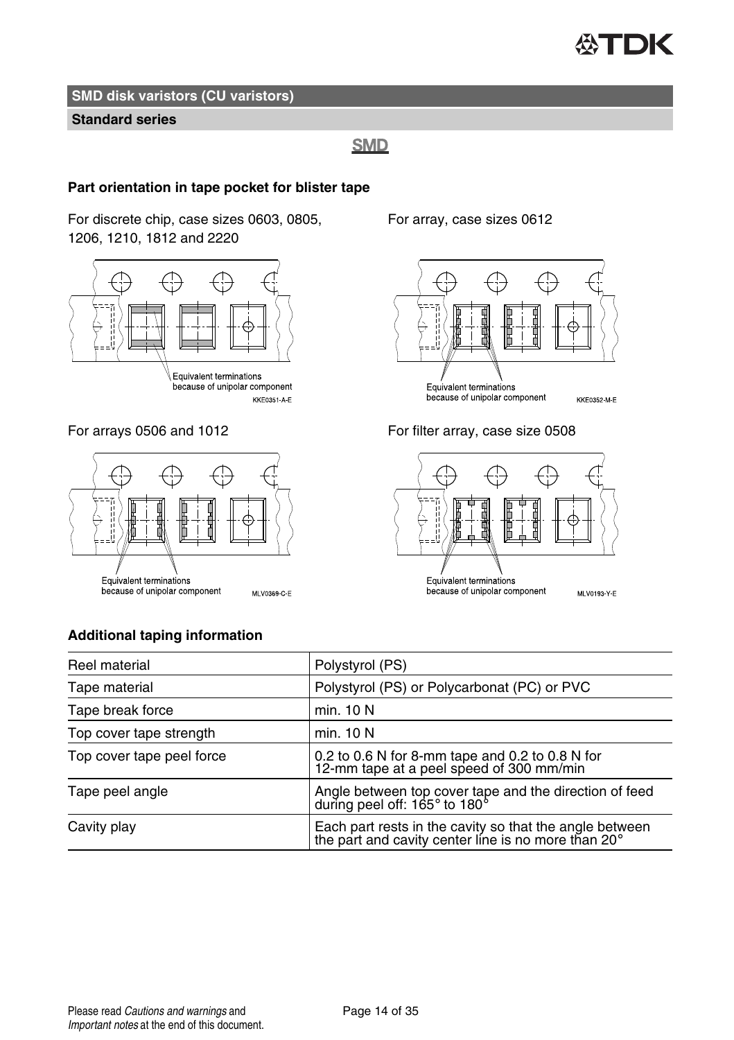## SMD disk varistors (CU varistors)

### Standard series

**SMD**

**Part orientation in tape pocket for blister tape**

For discrete chip, case sizes 0603, 0805, 1206, 1210, 1812 and 2220

Equivalent terminations because of unipolar component

KKE0351-A-E

For array, case sizes 0612

Equivalent terminations because of unipolar component

KKE0352-M-E

For arrays 0506 and 1012

Equivalent terminations because of unipolar component

MLV0369-C-E

For filter array, case size 0508

Equivalent terminations because of unipolar component

MLV0193-Y-E

**Additional taping information**

| Reel material | Polystyrol (PS) |
|---|---|
| Tape material | Polystyrol (PS) or Polycarbonat (PC) or PVC |
| Tape break force | min. 10 N |
| Top cover tape strength | min. 10 N |
| Top cover tape peel force | 0.2 to 0.6 N for 8-mm tape and 0.2 to 0.8 N for 12-mm tape at a peel speed of 300 mm/min |
| Tape peel angle | Angle between top cover tape and the direction of feed during peel off: 165° to 180° |
| Cavity play | Each part rests in the cavity so that the angle between the part and cavity center line is no more than 20° |

Please read *Cautions and warnings* and *Important notes* at the end of this document.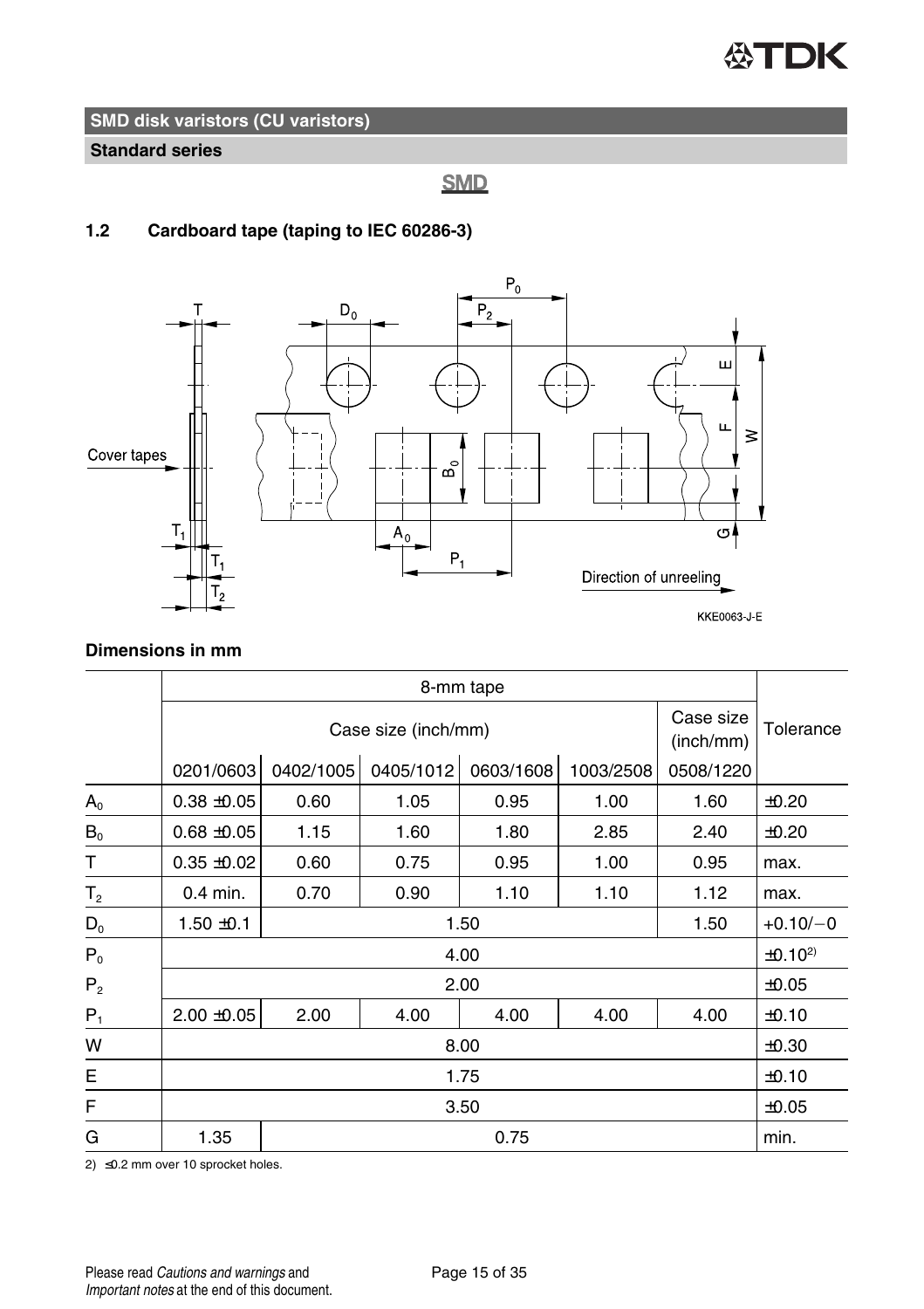SMD disk varistors (CU varistors)

Standard series

SMD

### 1.2 Cardboard tape (taping to IEC 60286-3)

KKE0063-J-E

**Dimensions in mm**

| | 8-mm tape | | | | | | Tolerance |
|---|---|---|---|---|---|---|---|
| | Case size (inch/mm) | | | | | Case size (inch/mm) | |
| | 0201/0603 | 0402/1005 | 0405/1012 | 0603/1608 | 1003/2508 | 0508/1220 | |
| $A_0$ | 0.38 ±0.05 | 0.60 | 1.05 | 0.95 | 1.00 | 1.60 | ±0.20 |
| $B_0$ | 0.68 ±0.05 | 1.15 | 1.60 | 1.80 | 2.85 | 2.40 | ±0.20 |
| T | 0.35 ±0.02 | 0.60 | 0.75 | 0.95 | 1.00 | 0.95 | max. |
| $T_2$ | 0.4 min. | 0.70 | 0.90 | 1.10 | 1.10 | 1.12 | max. |
| $D_0$ | 1.50 ±0.1 | 1.50 | | | | 1.50 | +0.10/−0 |
| $P_0$ | 4.00 | | | | | | ±0.10[2] |
| $P_2$ | 2.00 | | | | | | ±0.05 |
| $P_1$ | 2.00 ±0.05 | 2.00 | 4.00 | 4.00 | 4.00 | 4.00 | ±0.10 |
| W | 8.00 | | | | | | ±0.30 |
| E | 1.75 | | | | | | ±0.10 |
| F | 3.50 | | | | | | ±0.05 |
| G | 1.35 | 0.75 | | | | | min. |

2) ≤0.2 mm over 10 sprocket holes.

Please read *Cautions and warnings* and *Important notes* at the end of this document.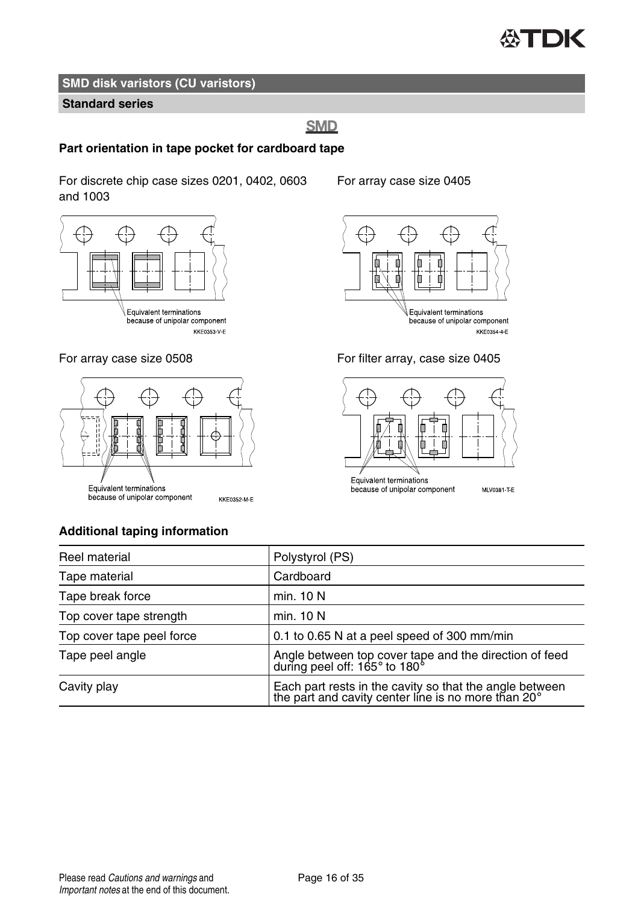## SMD disk varistors (CU varistors)

### Standard series

**SMD**

**Part orientation in tape pocket for cardboard tape**

For discrete chip case sizes 0201, 0402, 0603 and 1003

Equivalent terminations because of unipolar component

KKE0353-V-E

For array case size 0405

Equivalent terminations because of unipolar component

KKE0354-4-E

For array case size 0508

Equivalent terminations because of unipolar component

KKE0352-M-E

For filter array, case size 0405

Equivalent terminations because of unipolar component

MLV0381-T-E

**Additional taping information**

| | |
|---|---|
| Reel material | Polystyrol (PS) |
| Tape material | Cardboard |
| Tape break force | min. 10 N |
| Top cover tape strength | min. 10 N |
| Top cover tape peel force | 0.1 to 0.65 N at a peel speed of 300 mm/min |
| Tape peel angle | Angle between top cover tape and the direction of feed during peel off: 165° to 180° |
| Cavity play | Each part rests in the cavity so that the angle between the part and cavity center line is no more than 20° |

Please read *Cautions and warnings* and *Important notes* at the end of this document.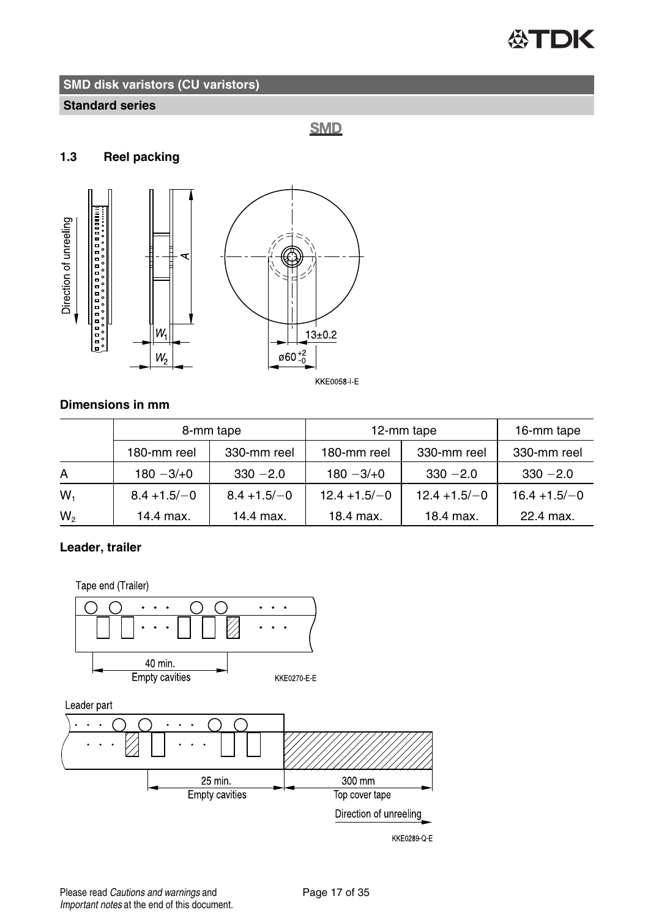## SMD disk varistors (CU varistors)

### Standard series

SMD

### 1.3 Reel packing

KKE0058-I-E

**Dimensions in mm**

| | 8-mm tape | | 12-mm tape | | 16-mm tape |
|---|---|---|---|---|---|
| | 180-mm reel | 330-mm reel | 180-mm reel | 330-mm reel | 330-mm reel |
| A | 180 −3/+0 | 330 −2.0 | 180 −3/+0 | 330 −2.0 | 330 −2.0 |
| $W_1$ | 8.4 +1.5/−0 | 8.4 +1.5/−0 | 12.4 +1.5/−0 | 12.4 +1.5/−0 | 16.4 +1.5/−0 |
| $W_2$ | 14.4 max. | 14.4 max. | 18.4 max. | 18.4 max. | 22.4 max. |

**Leader, trailer**

KKE0270-E-E

KKE0289-Q-E

Please read *Cautions and warnings* and *Important notes* at the end of this document.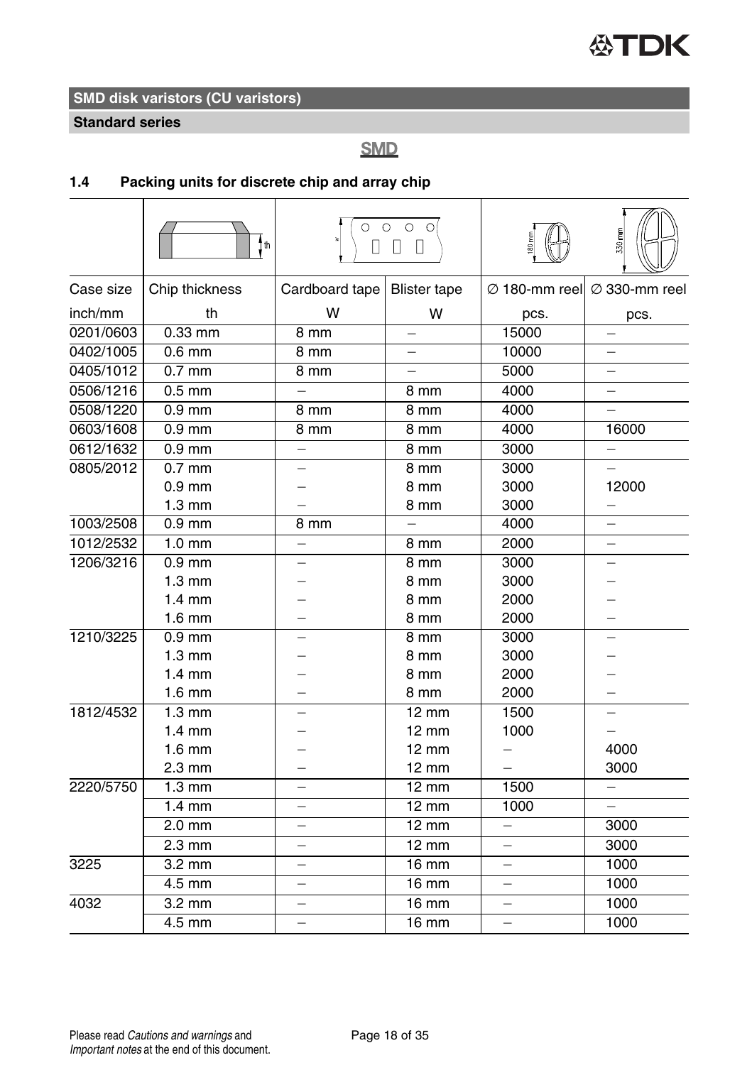SMD disk varistors (CU varistors)

Standard series

**SMD**

### 1.4 Packing units for discrete chip and array chip

| Case size inch/mm | Chip thickness th | Cardboard tape W | Blister tape W | ∅ 180-mm reel pcs. | ∅ 330-mm reel pcs. |
|---|---|---|---|---|---|
| 0201/0603 | 0.33 mm | 8 mm | – | 15000 | – |
| 0402/1005 | 0.6 mm | 8 mm | – | 10000 | – |
| 0405/1012 | 0.7 mm | 8 mm | – | 5000 | – |
| 0506/1216 | 0.5 mm | – | 8 mm | 4000 | – |
| 0508/1220 | 0.9 mm | 8 mm | 8 mm | 4000 | – |
| 0603/1608 | 0.9 mm | 8 mm | 8 mm | 4000 | 16000 |
| 0612/1632 | 0.9 mm | – | 8 mm | 3000 | – |
| 0805/2012 | 0.7 mm | – | 8 mm | 3000 | – |
| | 0.9 mm | – | 8 mm | 3000 | 12000 |
| | 1.3 mm | – | 8 mm | 3000 | – |
| 1003/2508 | 0.9 mm | 8 mm | – | 4000 | – |
| 1012/2532 | 1.0 mm | – | 8 mm | 2000 | – |
| 1206/3216 | 0.9 mm | – | 8 mm | 3000 | – |
| | 1.3 mm | – | 8 mm | 3000 | – |
| | 1.4 mm | – | 8 mm | 2000 | – |
| | 1.6 mm | – | 8 mm | 2000 | – |
| 1210/3225 | 0.9 mm | – | 8 mm | 3000 | – |
| | 1.3 mm | – | 8 mm | 3000 | – |
| | 1.4 mm | – | 8 mm | 2000 | – |
| | 1.6 mm | – | 8 mm | 2000 | – |
| 1812/4532 | 1.3 mm | – | 12 mm | 1500 | – |
| | 1.4 mm | – | 12 mm | 1000 | – |
| | 1.6 mm | – | 12 mm | – | 4000 |
| | 2.3 mm | – | 12 mm | – | 3000 |
| 2220/5750 | 1.3 mm | – | 12 mm | 1500 | – |
| | 1.4 mm | – | 12 mm | 1000 | – |
| | 2.0 mm | – | 12 mm | – | 3000 |
| | 2.3 mm | – | 12 mm | – | 3000 |
| 3225 | 3.2 mm | – | 16 mm | – | 1000 |
| | 4.5 mm | – | 16 mm | – | 1000 |
| 4032 | 3.2 mm | – | 16 mm | – | 1000 |
| | 4.5 mm | – | 16 mm | – | 1000 |

Please read *Cautions and warnings* and *Important notes* at the end of this document.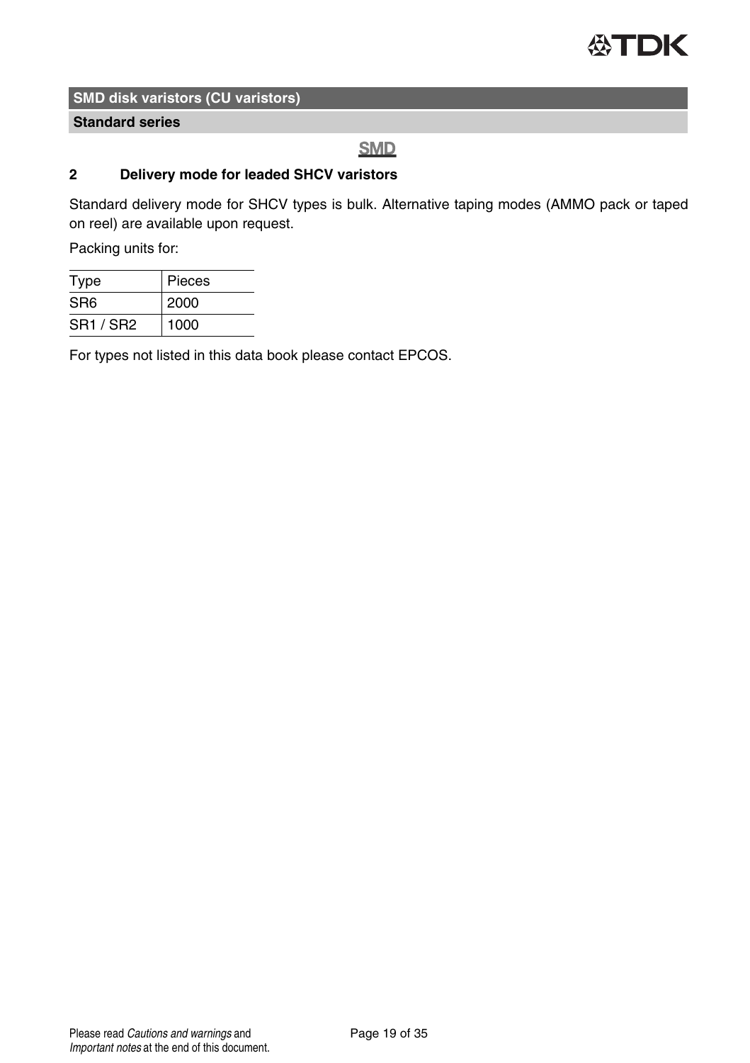## SMD disk varistors (CU varistors)

### Standard series

**SMD**

### 2 Delivery mode for leaded SHCV varistors

Standard delivery mode for SHCV types is bulk. Alternative taping modes (AMMO pack or taped on reel) are available upon request.

Packing units for:

| Type | Pieces |
|---|---|
| SR6 | 2000 |
| SR1 / SR2 | 1000 |

For types not listed in this data book please contact EPCOS.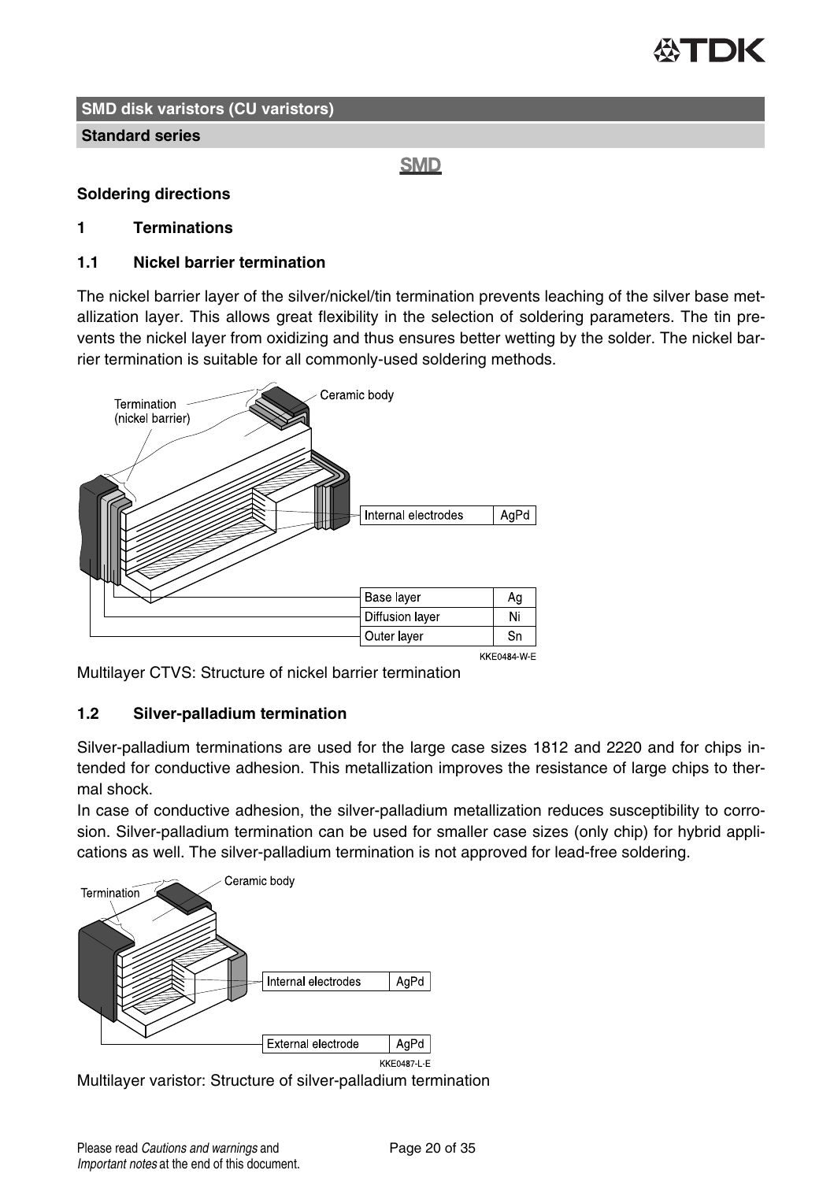**SMD disk varistors (CU varistors)**

**Standard series**

SMD

## Soldering directions

### 1 Terminations

### 1.1 Nickel barrier termination

The nickel barrier layer of the silver/nickel/tin termination prevents leaching of the silver base metallization layer. This allows great flexibility in the selection of soldering parameters. The tin prevents the nickel layer from oxidizing and thus ensures better wetting by the solder. The nickel barrier termination is suitable for all commonly-used soldering methods.

Multilayer CTVS: Structure of nickel barrier termination

### 1.2 Silver-palladium termination

Silver-palladium terminations are used for the large case sizes 1812 and 2220 and for chips intended for conductive adhesion. This metallization improves the resistance of large chips to thermal shock.
In case of conductive adhesion, the silver-palladium metallization reduces susceptibility to corrosion. Silver-palladium termination can be used for smaller case sizes (only chip) for hybrid applications as well. The silver-palladium termination is not approved for lead-free soldering.

Multilayer varistor: Structure of silver-palladium termination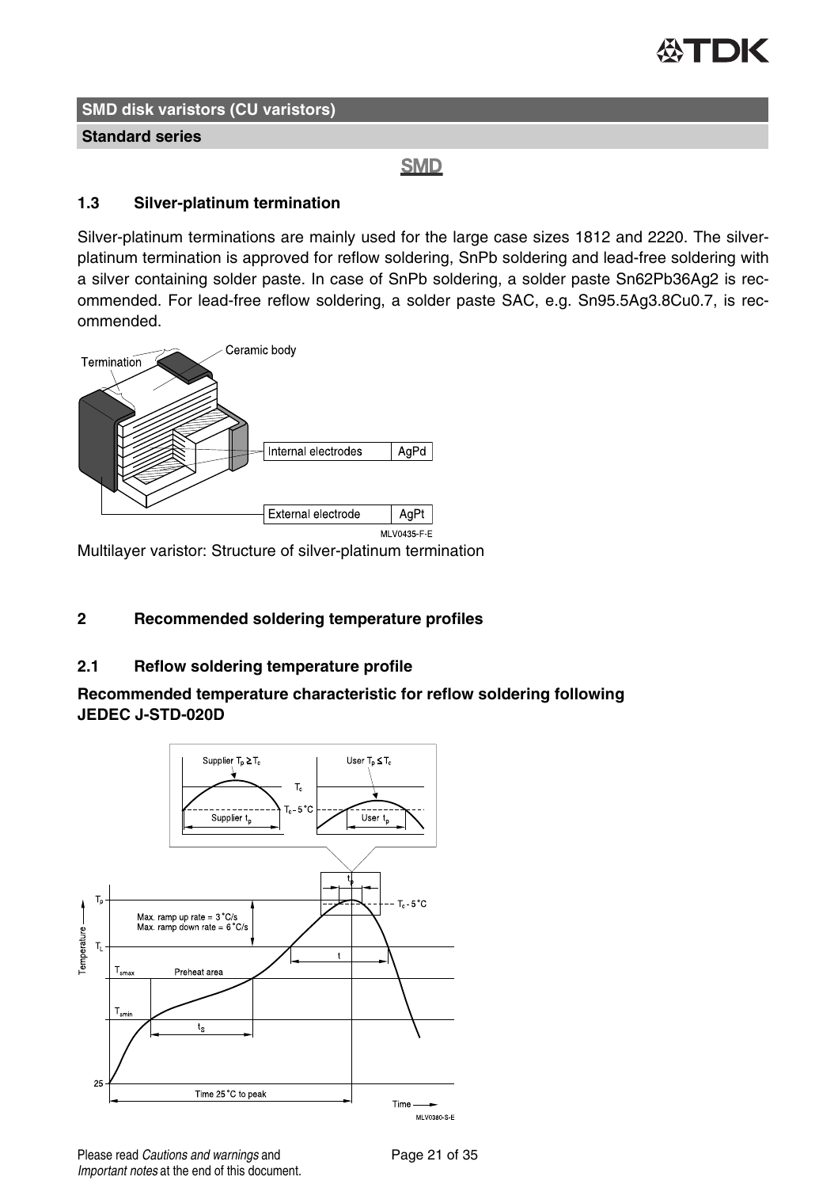## SMD disk varistors (CU varistors)

**Standard series**

### 1.3 Silver-platinum termination

Silver-platinum terminations are mainly used for the large case sizes 1812 and 2220. The silver-platinum termination is approved for reflow soldering, SnPb soldering and lead-free soldering with a silver containing solder paste. In case of SnPb soldering, a solder paste Sn62Pb36Ag2 is recommended. For lead-free reflow soldering, a solder paste SAC, e.g. Sn95.5Ag3.8Cu0.7, is recommended.

Multilayer varistor: Structure of silver-platinum termination

## 2 Recommended soldering temperature profiles

### 2.1 Reflow soldering temperature profile

**Recommended temperature characteristic for reflow soldering following JEDEC J-STD-020D**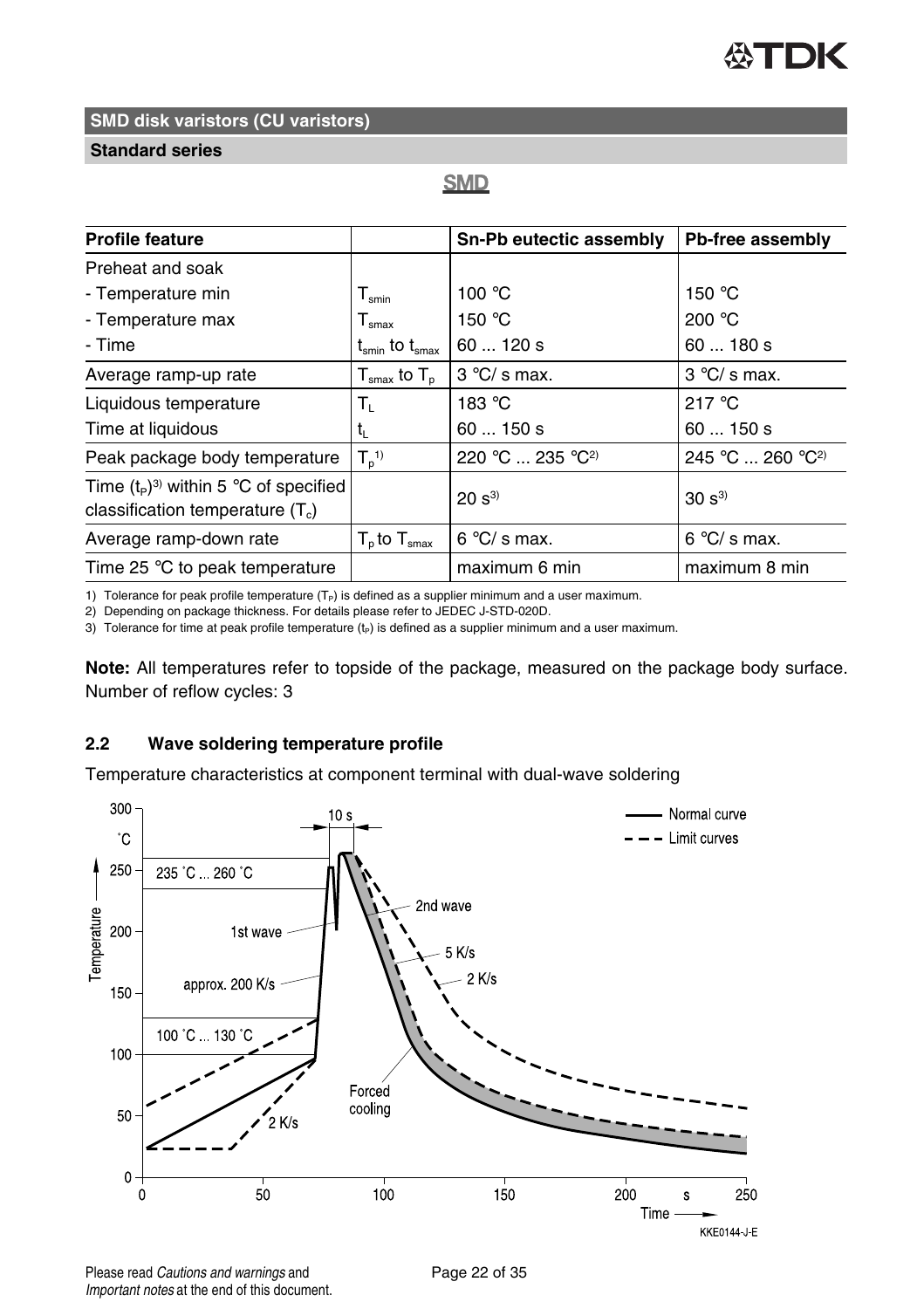**SMD disk varistors (CU varistors)**

**Standard series**

**SMD**

| Profile feature | | Sn-Pb eutectic assembly | Pb-free assembly |
|---|---|---|---|
| Preheat and soak | | | |
| - Temperature min | $T_{smin}$ | 100 °C | 150 °C |
| - Temperature max | $T_{smax}$ | 150 °C | 200 °C |
| - Time | $t_{smin}$ to $t_{smax}$ | 60 ... 120 s | 60 ... 180 s |
| Average ramp-up rate | $T_{smax}$ to $T_p$ | 3 °C/ s max. | 3 °C/ s max. |
| Liquidous temperature | $T_L$ | 183 °C | 217 °C |
| Time at liquidous | $t_L$ | 60 ... 150 s | 60 ... 150 s |
| Peak package body temperature | $T_p$[1] | 220 °C ... 235 °C[2] | 245 °C ... 260 °C[2] |
| Time ($t_P$)[3] within 5 °C of specified classification temperature ($T_c$) | | 20 s[3] | 30 s[3] |
| Average ramp-down rate | $T_p$ to $T_{smax}$ | 6 °C/ s max. | 6 °C/ s max. |
| Time 25 °C to peak temperature | | maximum 6 min | maximum 8 min |

1) Tolerance for peak profile temperature ($T_P$) is defined as a supplier minimum and a user maximum.

2) Depending on package thickness. For details please refer to JEDEC J-STD-020D.

3) Tolerance for time at peak profile temperature ($t_P$) is defined as a supplier minimum and a user maximum.

**Note:** All temperatures refer to topside of the package, measured on the package body surface. Number of reflow cycles: 3

## 2.2 Wave soldering temperature profile

Temperature characteristics at component terminal with dual-wave soldering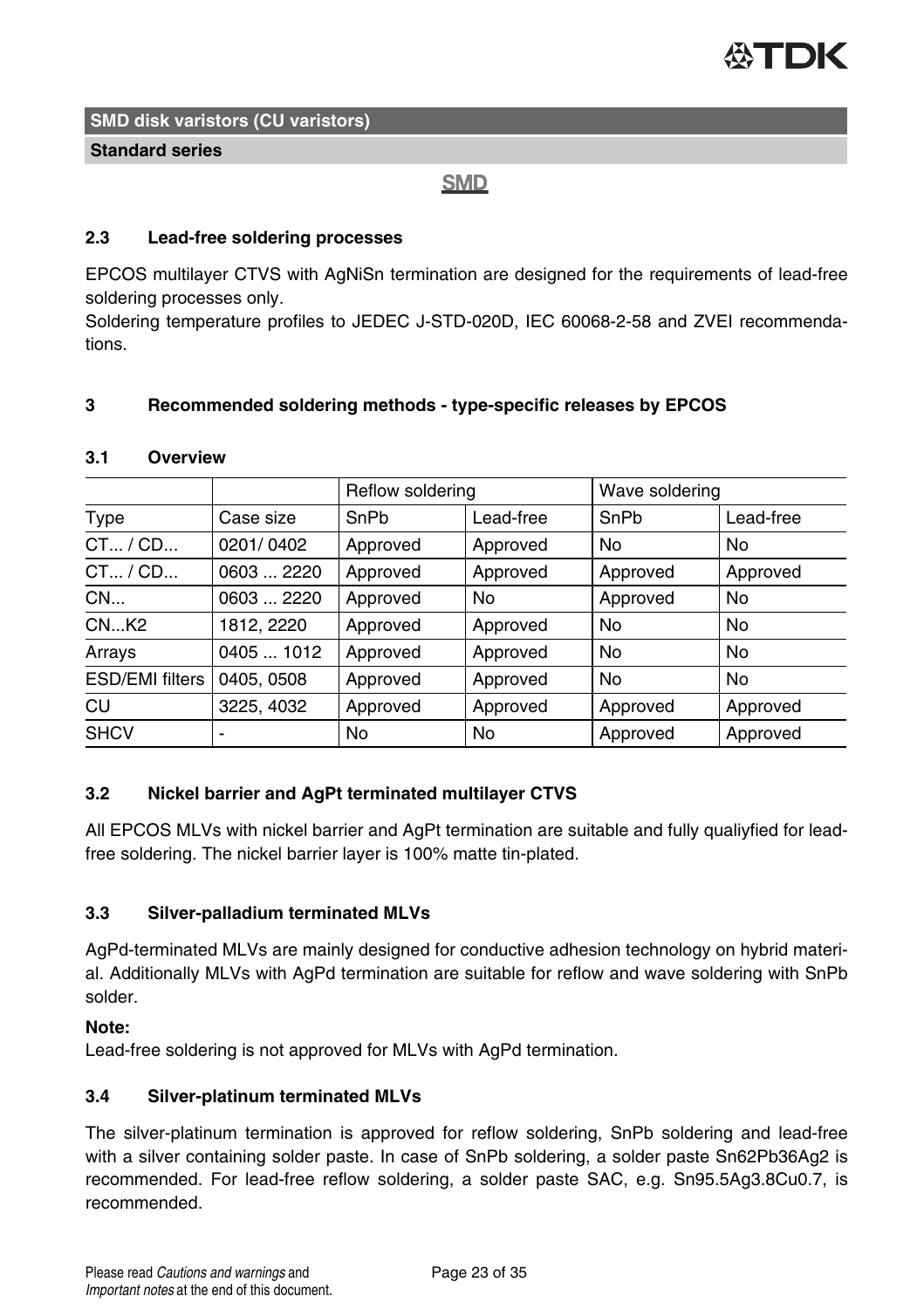SMD disk varistors (CU varistors)

Standard series

SMD

### 2.3 Lead-free soldering processes

EPCOS multilayer CTVS with AgNiSn termination are designed for the requirements of lead-free soldering processes only.
Soldering temperature profiles to JEDEC J-STD-020D, IEC 60068-2-58 and ZVEI recommendations.

## 3 Recommended soldering methods - type-specific releases by EPCOS

### 3.1 Overview

| | | Reflow soldering | | Wave soldering | |
|---|---|---|---|---|---|
| Type | Case size | SnPb | Lead-free | SnPb | Lead-free |
| CT... / CD... | 0201/ 0402 | Approved | Approved | No | No |
| CT... / CD... | 0603 ... 2220 | Approved | Approved | Approved | Approved |
| CN... | 0603 ... 2220 | Approved | No | Approved | No |
| CN...K2 | 1812, 2220 | Approved | Approved | No | No |
| Arrays | 0405 ... 1012 | Approved | Approved | No | No |
| ESD/EMI filters | 0405, 0508 | Approved | Approved | No | No |
| CU | 3225, 4032 | Approved | Approved | Approved | Approved |
| SHCV | - | No | No | Approved | Approved |

### 3.2 Nickel barrier and AgPt terminated multilayer CTVS

All EPCOS MLVs with nickel barrier and AgPt termination are suitable and fully qualiyfied for lead-free soldering. The nickel barrier layer is 100% matte tin-plated.

### 3.3 Silver-palladium terminated MLVs

AgPd-terminated MLVs are mainly designed for conductive adhesion technology on hybrid material. Additionally MLVs with AgPd termination are suitable for reflow and wave soldering with SnPb solder.

**Note:**
Lead-free soldering is not approved for MLVs with AgPd termination.

### 3.4 Silver-platinum terminated MLVs

The silver-platinum termination is approved for reflow soldering, SnPb soldering and lead-free with a silver containing solder paste. In case of SnPb soldering, a solder paste Sn62Pb36Ag2 is recommended. For lead-free reflow soldering, a solder paste SAC, e.g. Sn95.5Ag3.8Cu0.7, is recommended.

Please read *Cautions and warnings* and
*Important notes* at the end of this document.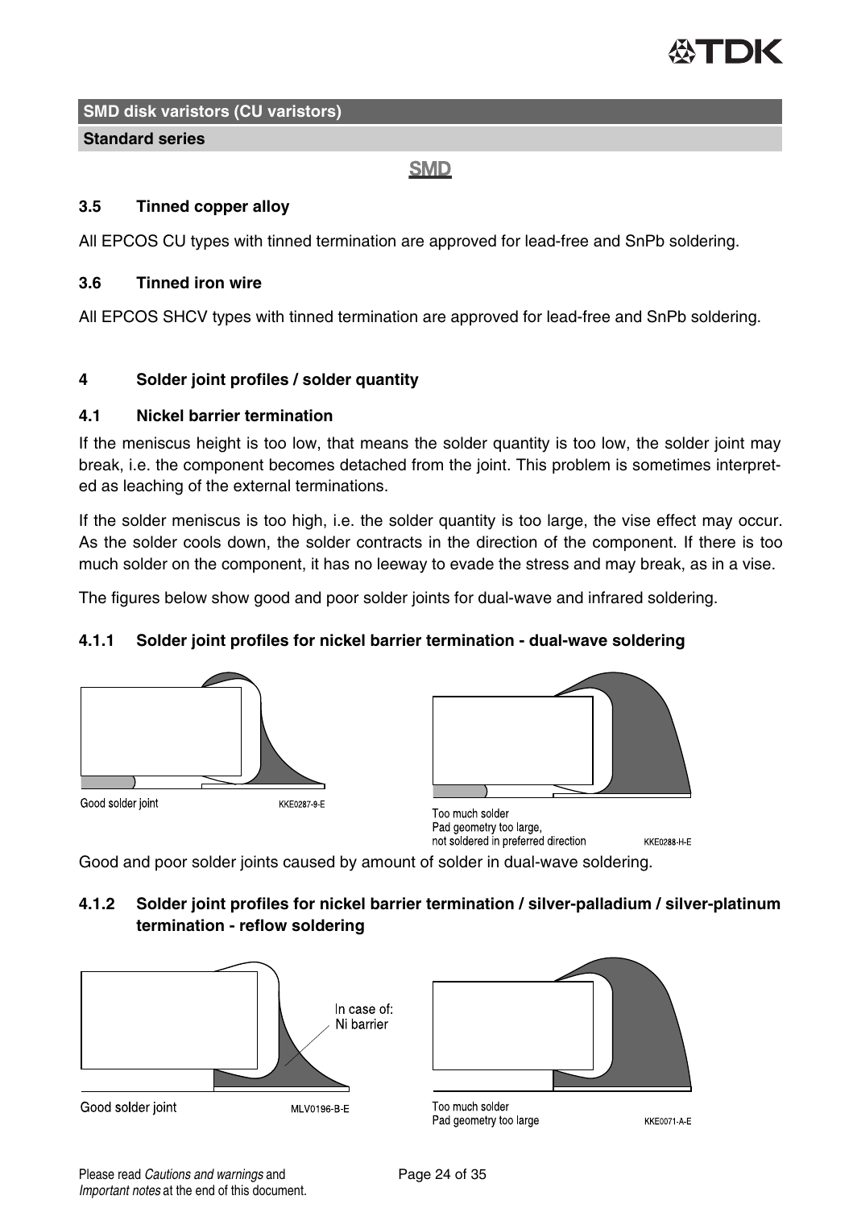## 3.5 Tinned copper alloy

All EPCOS CU types with tinned termination are approved for lead-free and SnPb soldering.

## 3.6 Tinned iron wire

All EPCOS SHCV types with tinned termination are approved for lead-free and SnPb soldering.

# 4 Solder joint profiles / solder quantity

## 4.1 Nickel barrier termination

If the meniscus height is too low, that means the solder quantity is too low, the solder joint may break, i.e. the component becomes detached from the joint. This problem is sometimes interpreted as leaching of the external terminations.

If the solder meniscus is too high, i.e. the solder quantity is too large, the vise effect may occur. As the solder cools down, the solder contracts in the direction of the component. If there is too much solder on the component, it has no leeway to evade the stress and may break, as in a vise.

The figures below show good and poor solder joints for dual-wave and infrared soldering.

### 4.1.1 Solder joint profiles for nickel barrier termination - dual-wave soldering

Good solder joint

Too much solder
Pad geometry too large,
not soldered in preferred direction

Good and poor solder joints caused by amount of solder in dual-wave soldering.

### 4.1.2 Solder joint profiles for nickel barrier termination / silver-palladium / silver-platinum termination - reflow soldering

In case of:
Ni barrier

Good solder joint

Too much solder
Pad geometry too large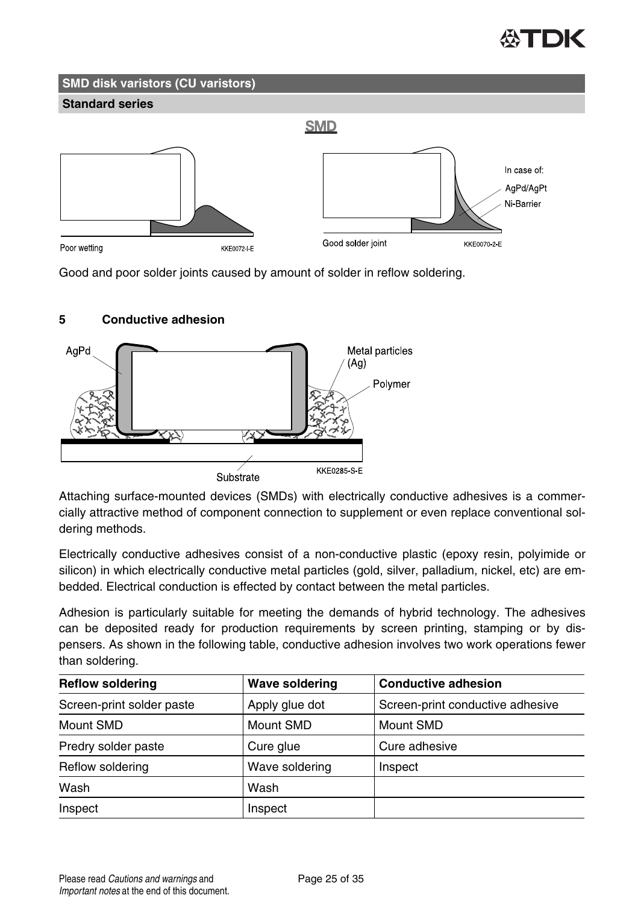## SMD disk varistors (CU varistors)

### Standard series

Good and poor solder joints caused by amount of solder in reflow soldering.

### 5 Conductive adhesion

Attaching surface-mounted devices (SMDs) with electrically conductive adhesives is a commercially attractive method of component connection to supplement or even replace conventional soldering methods.

Electrically conductive adhesives consist of a non-conductive plastic (epoxy resin, polyimide or silicon) in which electrically conductive metal particles (gold, silver, palladium, nickel, etc) are embedded. Electrical conduction is effected by contact between the metal particles.

Adhesion is particularly suitable for meeting the demands of hybrid technology. The adhesives can be deposited ready for production requirements by screen printing, stamping or by dispensers. As shown in the following table, conductive adhesion involves two work operations fewer than soldering.

| Reflow soldering | Wave soldering | Conductive adhesion |
|---|---|---|
| Screen-print solder paste | Apply glue dot | Screen-print conductive adhesive |
| Mount SMD | Mount SMD | Mount SMD |
| Predry solder paste | Cure glue | Cure adhesive |
| Reflow soldering | Wave soldering | Inspect |
| Wash | Wash | |
| Inspect | Inspect | |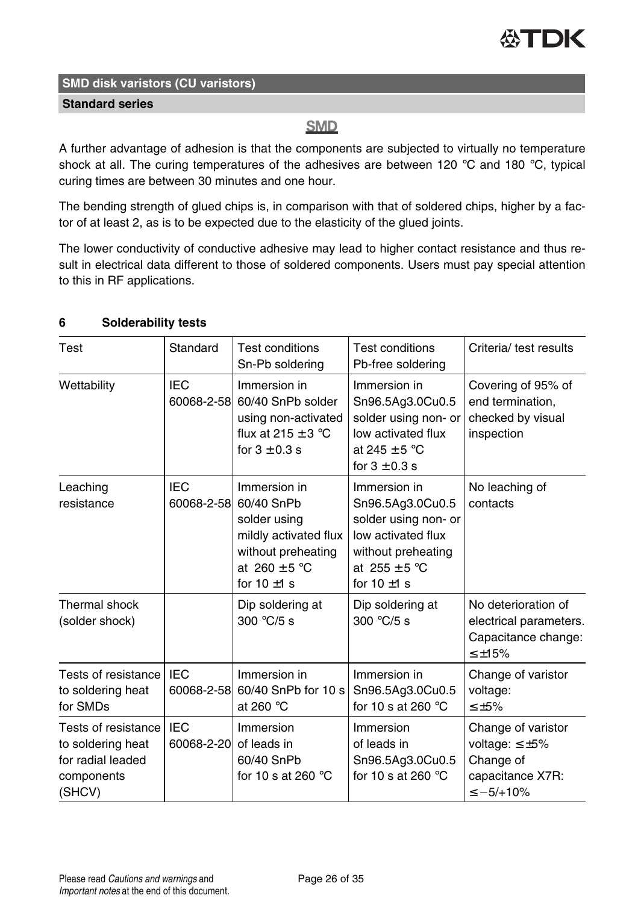SMD disk varistors (CU varistors)

Standard series

**SMD**

A further advantage of adhesion is that the components are subjected to virtually no temperature shock at all. The curing temperatures of the adhesives are between 120 °C and 180 °C, typical curing times are between 30 minutes and one hour.

The bending strength of glued chips is, in comparison with that of soldered chips, higher by a factor of at least 2, as is to be expected due to the elasticity of the glued joints.

The lower conductivity of conductive adhesive may lead to higher contact resistance and thus result in electrical data different to those of soldered components. Users must pay special attention to this in RF applications.

## 6 Solderability tests

| Test | Standard | Test conditions Sn-Pb soldering | Test conditions Pb-free soldering | Criteria/ test results |
|---|---|---|---|---|
| Wettability | IEC 60068-2-58 | Immersion in 60/40 SnPb solder using non-activated flux at 215 ± 3 °C for 3 ± 0.3 s | Immersion in Sn96.5Ag3.0Cu0.5 solder using non- or low activated flux at 245 ± 5 °C for 3 ± 0.3 s | Covering of 95% of end termination, checked by visual inspection |
| Leaching resistance | IEC 60068-2-58 | Immersion in 60/40 SnPb solder using mildly activated flux without preheating at 260 ± 5 °C for 10 ±1 s | Immersion in Sn96.5Ag3.0Cu0.5 solder using non- or low activated flux without preheating at 255 ± 5 °C for 10 ±1 s | No leaching of contacts |
| Thermal shock (solder shock) | | Dip soldering at 300 °C/5 s | Dip soldering at 300 °C/5 s | No deterioration of electrical parameters. Capacitance change: ≤ ±15% |
| Tests of resistance to soldering heat for SMDs | IEC 60068-2-58 | Immersion in 60/40 SnPb for 10 s at 260 °C | Immersion in Sn96.5Ag3.0Cu0.5 for 10 s at 260 °C | Change of varistor voltage: ≤ ±5% |
| Tests of resistance to soldering heat for radial leaded components (SHCV) | IEC 60068-2-20 | Immersion of leads in 60/40 SnPb for 10 s at 260 °C | Immersion of leads in Sn96.5Ag3.0Cu0.5 for 10 s at 260 °C | Change of varistor voltage: ≤ ±5% Change of capacitance X7R: ≤ −5/+10% |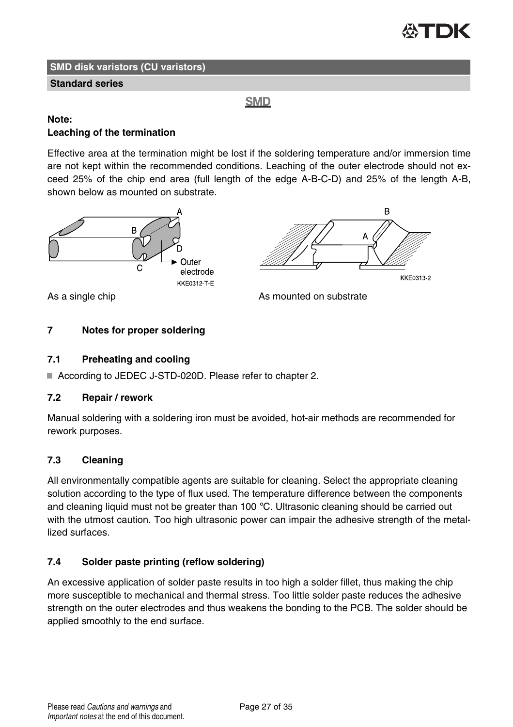## SMD disk varistors (CU varistors)

### Standard series

**SMD**

**Note:**
**Leaching of the termination**

Effective area at the termination might be lost if the soldering temperature and/or immersion time are not kept within the recommended conditions. Leaching of the outer electrode should not exceed 25% of the chip end area (full length of the edge A-B-C-D) and 25% of the length A-B, shown below as mounted on substrate.

As a single chip

As mounted on substrate

## 7 Notes for proper soldering

### 7.1 Preheating and cooling

- According to JEDEC J-STD-020D. Please refer to chapter 2.

### 7.2 Repair / rework

Manual soldering with a soldering iron must be avoided, hot-air methods are recommended for rework purposes.

### 7.3 Cleaning

All environmentally compatible agents are suitable for cleaning. Select the appropriate cleaning solution according to the type of flux used. The temperature difference between the components and cleaning liquid must not be greater than 100 °C. Ultrasonic cleaning should be carried out with the utmost caution. Too high ultrasonic power can impair the adhesive strength of the metallized surfaces.

### 7.4 Solder paste printing (reflow soldering)

An excessive application of solder paste results in too high a solder fillet, thus making the chip more susceptible to mechanical and thermal stress. Too little solder paste reduces the adhesive strength on the outer electrodes and thus weakens the bonding to the PCB. The solder should be applied smoothly to the end surface.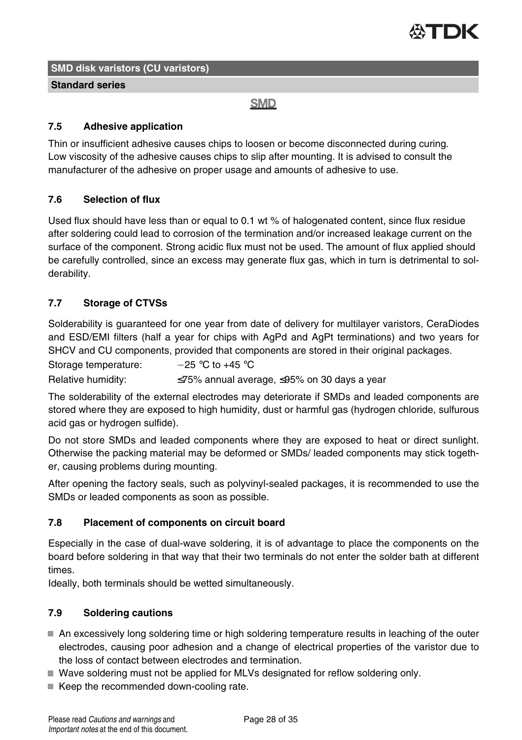**SMD disk varistors (CU varistors)**

**Standard series**

SMD

### 7.5 Adhesive application

Thin or insufficient adhesive causes chips to loosen or become disconnected during curing.
Low viscosity of the adhesive causes chips to slip after mounting. It is advised to consult the manufacturer of the adhesive on proper usage and amounts of adhesive to use.

### 7.6 Selection of flux

Used flux should have less than or equal to 0.1 wt % of halogenated content, since flux residue after soldering could lead to corrosion of the termination and/or increased leakage current on the surface of the component. Strong acidic flux must not be used. The amount of flux applied should be carefully controlled, since an excess may generate flux gas, which in turn is detrimental to solderability.

### 7.7 Storage of CTVSs

Solderability is guaranteed for one year from date of delivery for multilayer varistors, CeraDiodes and ESD/EMI filters (half a year for chips with AgPd and AgPt terminations) and two years for SHCV and CU components, provided that components are stored in their original packages.

Storage temperature: −25 °C to +45 °C

Relative humidity: ≤75% annual average, ≤95% on 30 days a year

The solderability of the external electrodes may deteriorate if SMDs and leaded components are stored where they are exposed to high humidity, dust or harmful gas (hydrogen chloride, sulfurous acid gas or hydrogen sulfide).

Do not store SMDs and leaded components where they are exposed to heat or direct sunlight. Otherwise the packing material may be deformed or SMDs/ leaded components may stick together, causing problems during mounting.

After opening the factory seals, such as polyvinyl-sealed packages, it is recommended to use the SMDs or leaded components as soon as possible.

### 7.8 Placement of components on circuit board

Especially in the case of dual-wave soldering, it is of advantage to place the components on the board before soldering in that way that their two terminals do not enter the solder bath at different times.
Ideally, both terminals should be wetted simultaneously.

### 7.9 Soldering cautions

- An excessively long soldering time or high soldering temperature results in leaching of the outer electrodes, causing poor adhesion and a change of electrical properties of the varistor due to the loss of contact between electrodes and termination.
- Wave soldering must not be applied for MLVs designated for reflow soldering only.
- Keep the recommended down-cooling rate.

Please read *Cautions and warnings* and *Important notes* at the end of this document.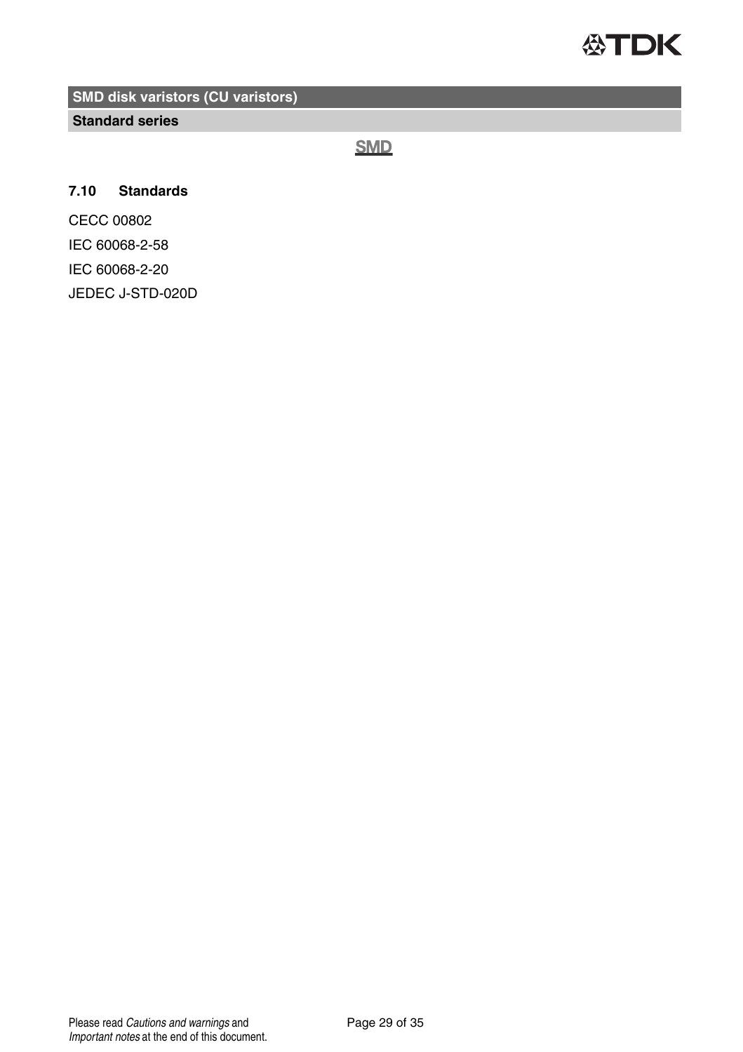### 7.10 Standards

CECC 00802

IEC 60068-2-58

IEC 60068-2-20

JEDEC J-STD-020D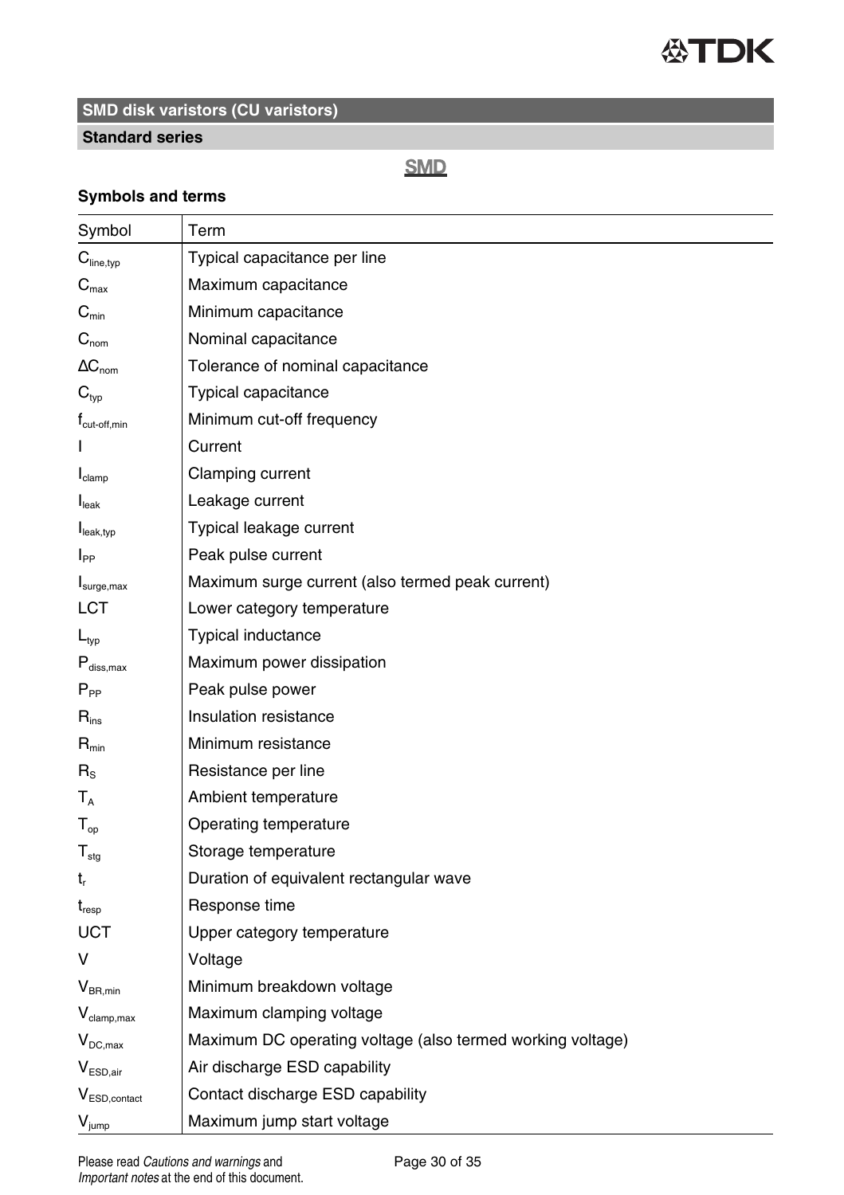## SMD disk varistors (CU varistors)

### Standard series

**SMD**

### Symbols and terms

| Symbol | Term |
|---|---|
| $C_{line,typ}$ | Typical capacitance per line |
| $C_{max}$ | Maximum capacitance |
| $C_{min}$ | Minimum capacitance |
| $C_{nom}$ | Nominal capacitance |
| $\Delta C_{nom}$ | Tolerance of nominal capacitance |
| $C_{typ}$ | Typical capacitance |
| $f_{cut-off,min}$ | Minimum cut-off frequency |
| I | Current |
| $I_{clamp}$ | Clamping current |
| $I_{leak}$ | Leakage current |
| $I_{leak,typ}$ | Typical leakage current |
| $I_{PP}$ | Peak pulse current |
| $I_{surge,max}$ | Maximum surge current (also termed peak current) |
| LCT | Lower category temperature |
| $L_{typ}$ | Typical inductance |
| $P_{diss,max}$ | Maximum power dissipation |
| $P_{PP}$ | Peak pulse power |
| $R_{ins}$ | Insulation resistance |
| $R_{min}$ | Minimum resistance |
| $R_S$ | Resistance per line |
| $T_A$ | Ambient temperature |
| $T_{op}$ | Operating temperature |
| $T_{stg}$ | Storage temperature |
| $t_r$ | Duration of equivalent rectangular wave |
| $t_{resp}$ | Response time |
| UCT | Upper category temperature |
| V | Voltage |
| $V_{BR,min}$ | Minimum breakdown voltage |
| $V_{clamp,max}$ | Maximum clamping voltage |
| $V_{DC,max}$ | Maximum DC operating voltage (also termed working voltage) |
| $V_{ESD,air}$ | Air discharge ESD capability |
| $V_{ESD,contact}$ | Contact discharge ESD capability |
| $V_{jump}$ | Maximum jump start voltage |

Please read *Cautions and warnings* and *Important notes* at the end of this document.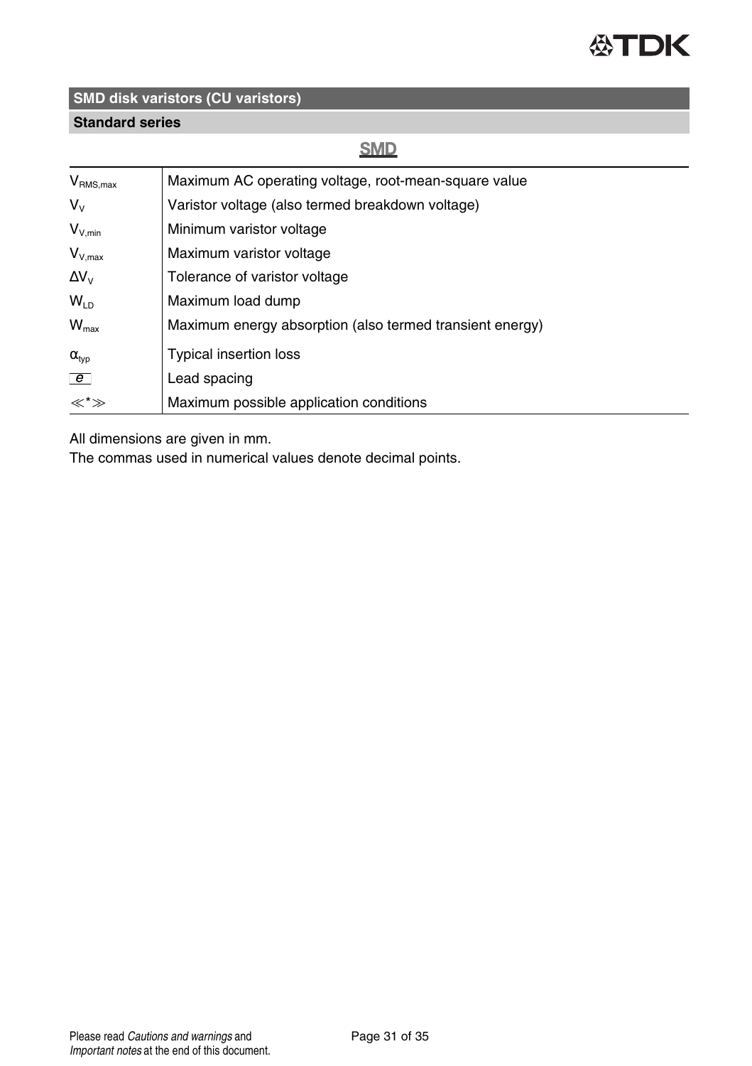## SMD disk varistors (CU varistors)

### Standard series

**SMD**

| | |
|---|---|
| $V_{RMS,max}$ | Maximum AC operating voltage, root-mean-square value |
| $V_V$ | Varistor voltage (also termed breakdown voltage) |
| $V_{V,min}$ | Minimum varistor voltage |
| $V_{V,max}$ | Maximum varistor voltage |
| $\Delta V_V$ | Tolerance of varistor voltage |
| $W_{LD}$ | Maximum load dump |
| $W_{max}$ | Maximum energy absorption (also termed transient energy) |
| $\alpha_{typ}$ | Typical insertion loss |
| e | Lead spacing |
| ≪*≫ | Maximum possible application conditions |

All dimensions are given in mm.
The commas used in numerical values denote decimal points.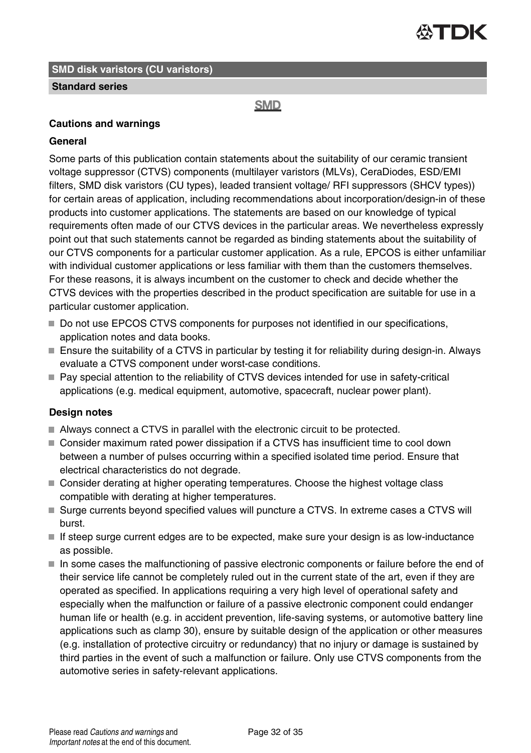**SMD disk varistors (CU varistors)**

**Standard series**

SMD

## Cautions and warnings

### General

Some parts of this publication contain statements about the suitability of our ceramic transient voltage suppressor (CTVS) components (multilayer varistors (MLVs), CeraDiodes, ESD/EMI filters, SMD disk varistors (CU types), leaded transient voltage/ RFI suppressors (SHCV types)) for certain areas of application, including recommendations about incorporation/design-in of these products into customer applications. The statements are based on our knowledge of typical requirements often made of our CTVS devices in the particular areas. We nevertheless expressly point out that such statements cannot be regarded as binding statements about the suitability of our CTVS components for a particular customer application. As a rule, EPCOS is either unfamiliar with individual customer applications or less familiar with them than the customers themselves. For these reasons, it is always incumbent on the customer to check and decide whether the CTVS devices with the properties described in the product specification are suitable for use in a particular customer application.

- Do not use EPCOS CTVS components for purposes not identified in our specifications, application notes and data books.
- Ensure the suitability of a CTVS in particular by testing it for reliability during design-in. Always evaluate a CTVS component under worst-case conditions.
- Pay special attention to the reliability of CTVS devices intended for use in safety-critical applications (e.g. medical equipment, automotive, spacecraft, nuclear power plant).

### Design notes

- Always connect a CTVS in parallel with the electronic circuit to be protected.
- Consider maximum rated power dissipation if a CTVS has insufficient time to cool down between a number of pulses occurring within a specified isolated time period. Ensure that electrical characteristics do not degrade.
- Consider derating at higher operating temperatures. Choose the highest voltage class compatible with derating at higher temperatures.
- Surge currents beyond specified values will puncture a CTVS. In extreme cases a CTVS will burst.
- If steep surge current edges are to be expected, make sure your design is as low-inductance as possible.
- In some cases the malfunctioning of passive electronic components or failure before the end of their service life cannot be completely ruled out in the current state of the art, even if they are operated as specified. In applications requiring a very high level of operational safety and especially when the malfunction or failure of a passive electronic component could endanger human life or health (e.g. in accident prevention, life-saving systems, or automotive battery line applications such as clamp 30), ensure by suitable design of the application or other measures (e.g. installation of protective circuitry or redundancy) that no injury or damage is sustained by third parties in the event of such a malfunction or failure. Only use CTVS components from the automotive series in safety-relevant applications.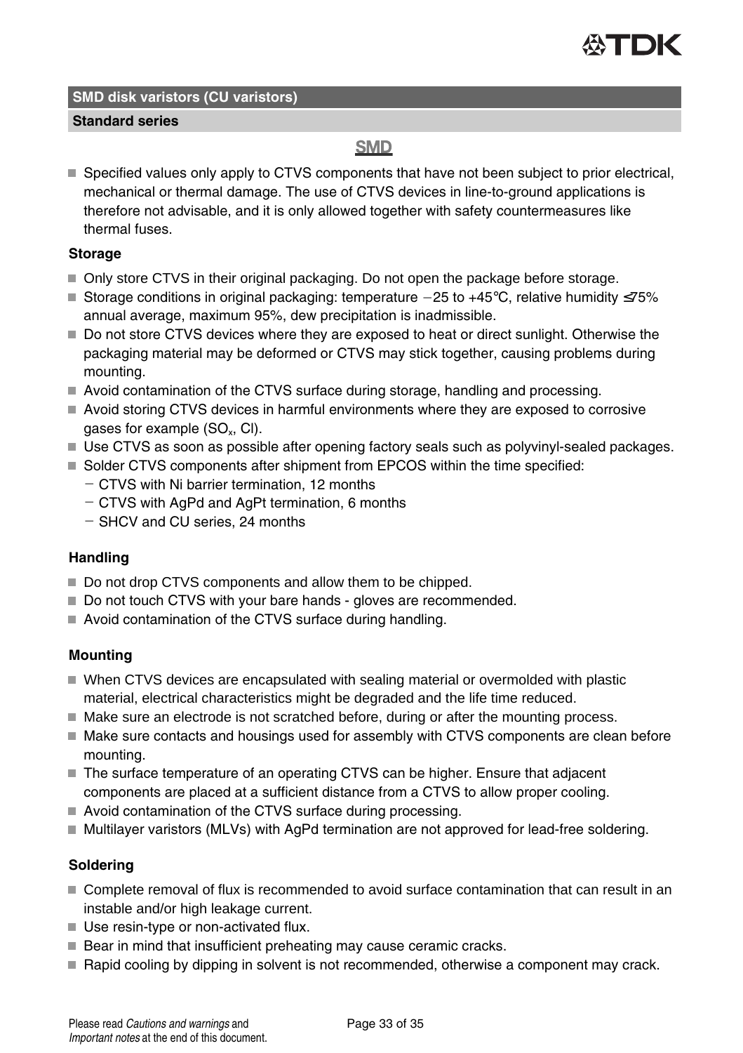## SMD disk varistors (CU varistors)

### Standard series

**SMD**

- Specified values only apply to CTVS components that have not been subject to prior electrical, mechanical or thermal damage. The use of CTVS devices in line-to-ground applications is therefore not advisable, and it is only allowed together with safety countermeasures like thermal fuses.

### Storage

- Only store CTVS in their original packaging. Do not open the package before storage.
- Storage conditions in original packaging: temperature −25 to +45°C, relative humidity ≤75% annual average, maximum 95%, dew precipitation is inadmissible.
- Do not store CTVS devices where they are exposed to heat or direct sunlight. Otherwise the packaging material may be deformed or CTVS may stick together, causing problems during mounting.
- Avoid contamination of the CTVS surface during storage, handling and processing.
- Avoid storing CTVS devices in harmful environments where they are exposed to corrosive gases for example ($SO_x$, Cl).
- Use CTVS as soon as possible after opening factory seals such as polyvinyl-sealed packages.
- Solder CTVS components after shipment from EPCOS within the time specified:
  - CTVS with Ni barrier termination, 12 months
  - CTVS with AgPd and AgPt termination, 6 months
  - SHCV and CU series, 24 months

### Handling

- Do not drop CTVS components and allow them to be chipped.
- Do not touch CTVS with your bare hands - gloves are recommended.
- Avoid contamination of the CTVS surface during handling.

### Mounting

- When CTVS devices are encapsulated with sealing material or overmolded with plastic material, electrical characteristics might be degraded and the life time reduced.
- Make sure an electrode is not scratched before, during or after the mounting process.
- Make sure contacts and housings used for assembly with CTVS components are clean before mounting.
- The surface temperature of an operating CTVS can be higher. Ensure that adjacent components are placed at a sufficient distance from a CTVS to allow proper cooling.
- Avoid contamination of the CTVS surface during processing.
- Multilayer varistors (MLVs) with AgPd termination are not approved for lead-free soldering.

### Soldering

- Complete removal of flux is recommended to avoid surface contamination that can result in an instable and/or high leakage current.
- Use resin-type or non-activated flux.
- Bear in mind that insufficient preheating may cause ceramic cracks.
- Rapid cooling by dipping in solvent is not recommended, otherwise a component may crack.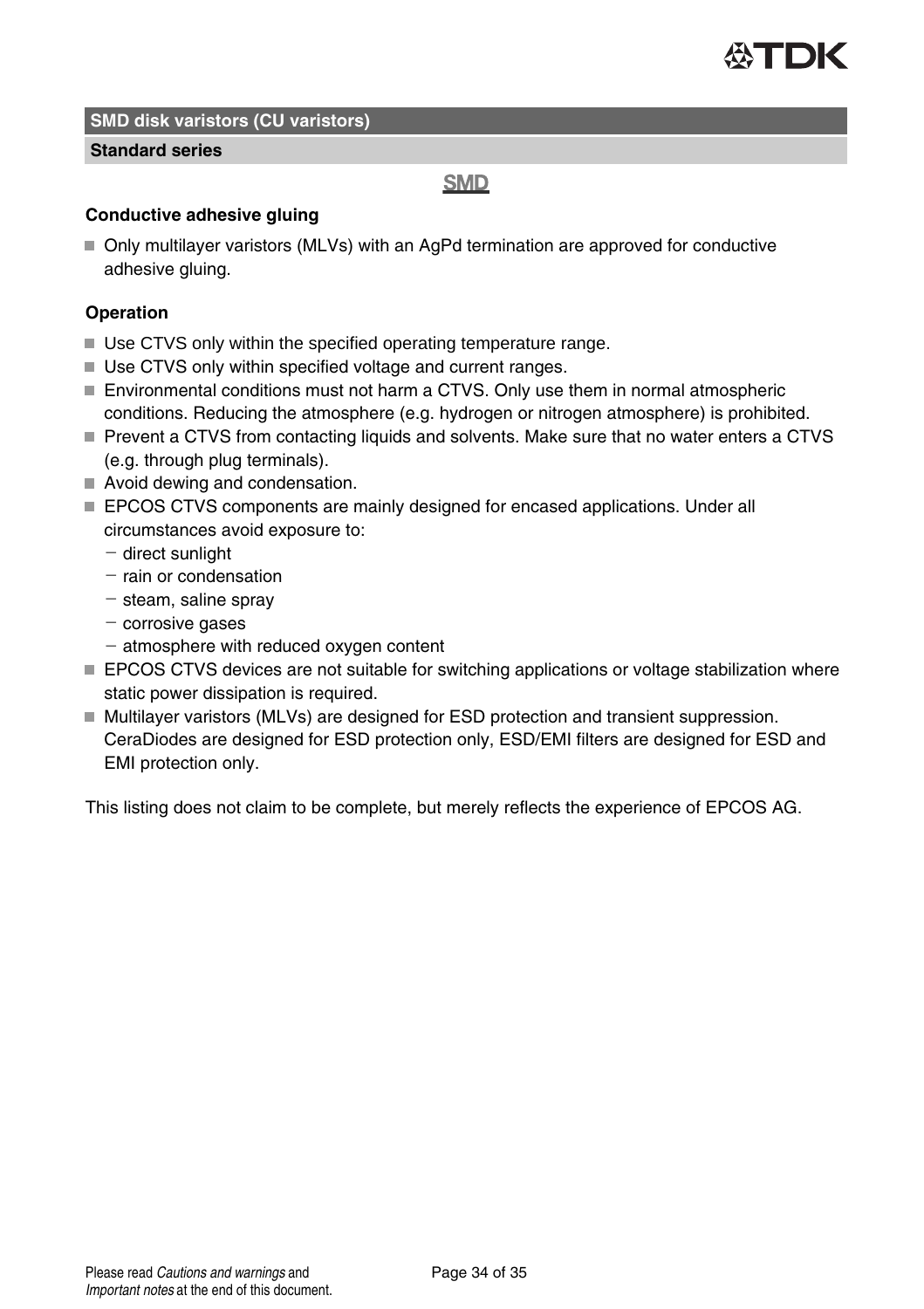SMD

### Conductive adhesive gluing

- Only multilayer varistors (MLVs) with an AgPd termination are approved for conductive adhesive gluing.

### Operation

- Use CTVS only within the specified operating temperature range.
- Use CTVS only within specified voltage and current ranges.
- Environmental conditions must not harm a CTVS. Only use them in normal atmospheric conditions. Reducing the atmosphere (e.g. hydrogen or nitrogen atmosphere) is prohibited.
- Prevent a CTVS from contacting liquids and solvents. Make sure that no water enters a CTVS (e.g. through plug terminals).
- Avoid dewing and condensation.
- EPCOS CTVS components are mainly designed for encased applications. Under all circumstances avoid exposure to:
  - direct sunlight
  - rain or condensation
  - steam, saline spray
  - corrosive gases
  - atmosphere with reduced oxygen content
- EPCOS CTVS devices are not suitable for switching applications or voltage stabilization where static power dissipation is required.
- Multilayer varistors (MLVs) are designed for ESD protection and transient suppression. CeraDiodes are designed for ESD protection only, ESD/EMI filters are designed for ESD and EMI protection only.

This listing does not claim to be complete, but merely reflects the experience of EPCOS AG.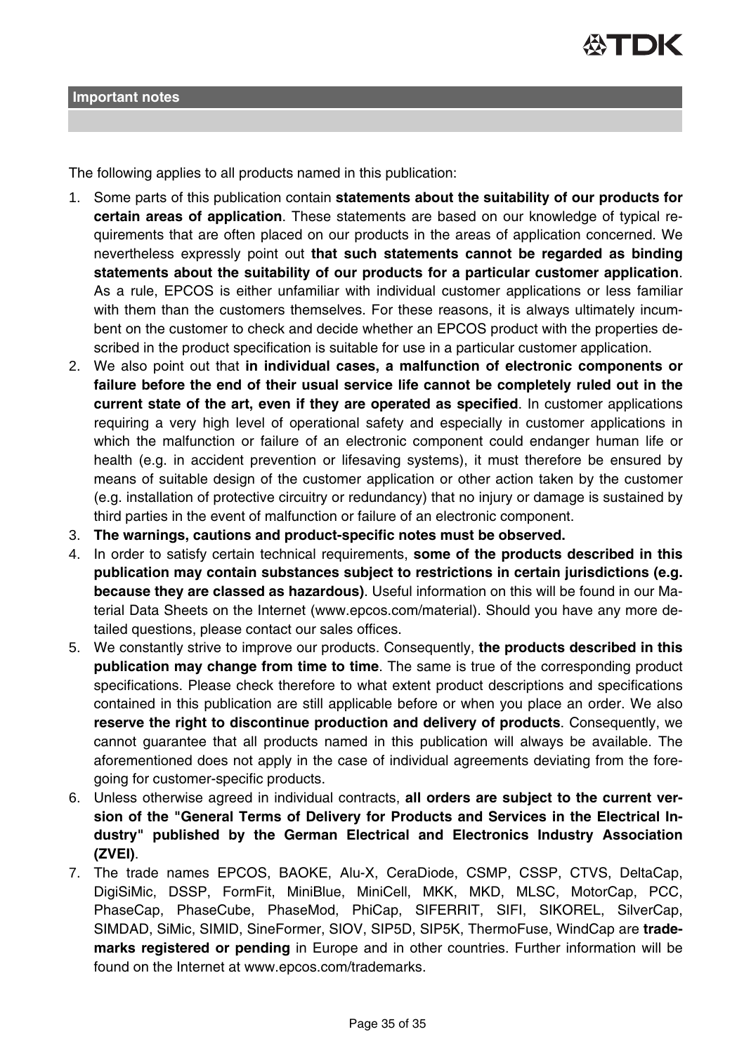## Important notes

The following applies to all products named in this publication:

1. Some parts of this publication contain **statements about the suitability of our products for certain areas of application**. These statements are based on our knowledge of typical requirements that are often placed on our products in the areas of application concerned. We nevertheless expressly point out **that such statements cannot be regarded as binding statements about the suitability of our products for a particular customer application**. As a rule, EPCOS is either unfamiliar with individual customer applications or less familiar with them than the customers themselves. For these reasons, it is always ultimately incumbent on the customer to check and decide whether an EPCOS product with the properties described in the product specification is suitable for use in a particular customer application.
2. We also point out that **in individual cases, a malfunction of electronic components or failure before the end of their usual service life cannot be completely ruled out in the current state of the art, even if they are operated as specified**. In customer applications requiring a very high level of operational safety and especially in customer applications in which the malfunction or failure of an electronic component could endanger human life or health (e.g. in accident prevention or lifesaving systems), it must therefore be ensured by means of suitable design of the customer application or other action taken by the customer (e.g. installation of protective circuitry or redundancy) that no injury or damage is sustained by third parties in the event of malfunction or failure of an electronic component.
3. **The warnings, cautions and product-specific notes must be observed.**
4. In order to satisfy certain technical requirements, **some of the products described in this publication may contain substances subject to restrictions in certain jurisdictions (e.g. because they are classed as hazardous)**. Useful information on this will be found in our Material Data Sheets on the Internet (www.epcos.com/material). Should you have any more detailed questions, please contact our sales offices.
5. We constantly strive to improve our products. Consequently, **the products described in this publication may change from time to time**. The same is true of the corresponding product specifications. Please check therefore to what extent product descriptions and specifications contained in this publication are still applicable before or when you place an order. We also **reserve the right to discontinue production and delivery of products**. Consequently, we cannot guarantee that all products named in this publication will always be available. The aforementioned does not apply in the case of individual agreements deviating from the foregoing for customer-specific products.
6. Unless otherwise agreed in individual contracts, **all orders are subject to the current version of the "General Terms of Delivery for Products and Services in the Electrical Industry" published by the German Electrical and Electronics Industry Association (ZVEI)**.
7. The trade names EPCOS, BAOKE, Alu-X, CeraDiode, CSMP, CSSP, CTVS, DeltaCap, DigiSiMic, DSSP, FormFit, MiniBlue, MiniCell, MKK, MKD, MLSC, MotorCap, PCC, PhaseCap, PhaseCube, PhaseMod, PhiCap, SIFERRIT, SIFI, SIKOREL, SilverCap, SIMDAD, SiMic, SIMID, SineFormer, SIOV, SIP5D, SIP5K, ThermoFuse, WindCap are **trademarks registered or pending** in Europe and in other countries. Further information will be found on the Internet at www.epcos.com/trademarks.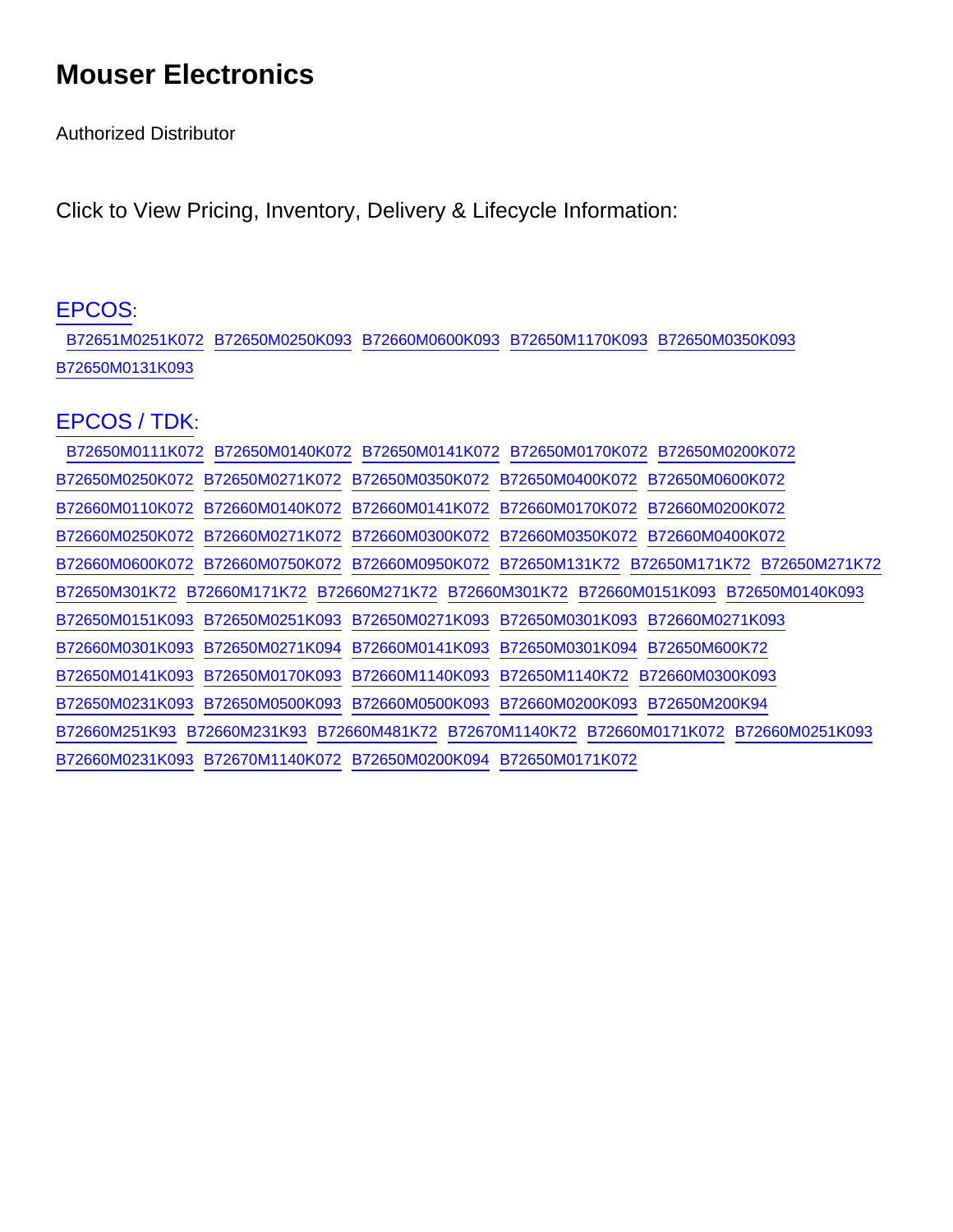# Mouser Electronics

Authorized Distributor

Click to View Pricing, Inventory, Delivery & Lifecycle Information:

EPCOS:

B72651M0251K072 B72650M0250K093 B72660M0600K093 B72650M1170K093 B72650M0350K093 B72650M0131K093

EPCOS / TDK:

B72650M0111K072 B72650M0140K072 B72650M0141K072 B72650M0170K072 B72650M0200K072 B72650M0250K072 B72650M0271K072 B72650M0350K072 B72650M0400K072 B72650M0600K072 B72660M0110K072 B72660M0140K072 B72660M0141K072 B72660M0170K072 B72660M0200K072 B72660M0250K072 B72660M0271K072 B72660M0300K072 B72660M0350K072 B72660M0400K072 B72660M0600K072 B72660M0750K072 B72660M0950K072 B72650M131K72 B72650M171K72 B72650M271K72 B72650M301K72 B72660M171K72 B72660M271K72 B72660M301K72 B72660M0151K093 B72650M0140K093 B72650M0151K093 B72650M0251K093 B72650M0271K093 B72650M0301K093 B72660M0271K093 B72660M0301K093 B72650M0271K094 B72660M0141K093 B72650M0301K094 B72650M600K72 B72650M0141K093 B72650M0170K093 B72660M1140K093 B72650M1140K72 B72660M0300K093 B72650M0231K093 B72650M0500K093 B72660M0500K093 B72660M0200K093 B72650M200K94 B72660M251K93 B72660M231K93 B72660M481K72 B72670M1140K72 B72660M0171K072 B72660M0251K093 B72660M0231K093 B72670M1140K072 B72650M0200K094 B72650M0171K072